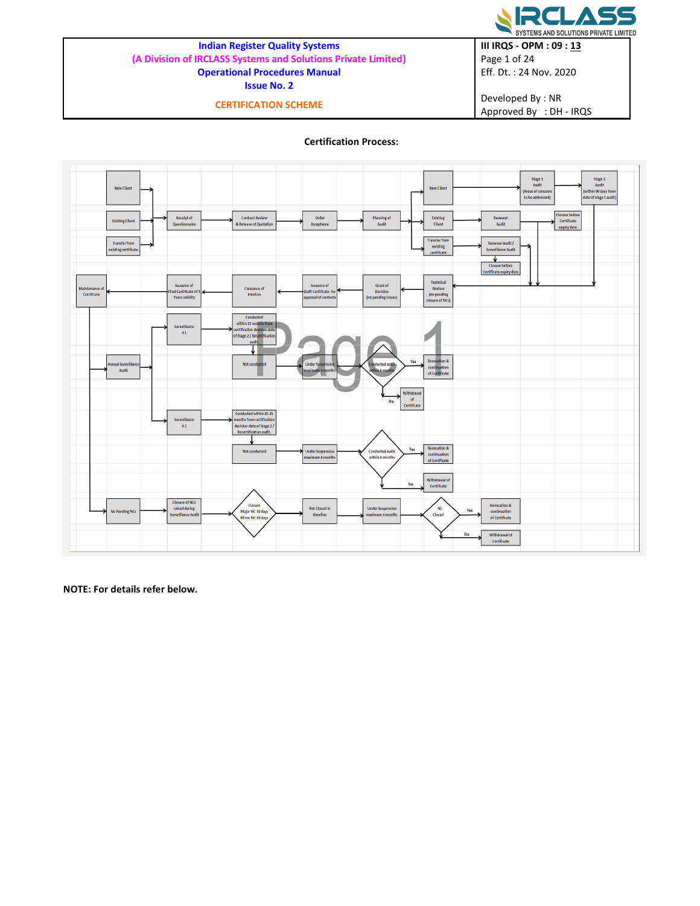**Certification Process:**

New Client → Receipt of Questionnaire
Existing Client → Receipt of Questionnaire
Transfer from existing certificate → Receipt of Questionnaire

Receipt of Questionnaire → Contract Review & Release of Quotation → Order Acceptance → Planning of Audit

Planning of Audit → New Client → Stage 1 Audit (Areas of concerns to be addressed) → Stage 2 Audit (within 90 days from date of stage 1 audit)

Planning of Audit → Existing Client → Renewal Audit → Closure before Certificate expiry date

Planning of Audit → Transfer from existing certificate → Renewal Audit / Surveillance Audit → Closure before Certificate expiry date

→ Technical Review (no pending closure of NCs) → Grant of Decision (no pending issues) → Issuance of Draft Certificate for approval of contents → Clearance of Invoices → Issuance of Final Certificate of 3 Years validity → Maintenance of Certificate

Maintenance of Certificate → Annual Surveillance Audit

Annual Surveillance Audit → Surveillance #1 → Conducted within 11 months from certification decision date of Stage 2 / Recertification audit.
→ Not conducted → Under Suspension maximum 6 months → Conducted audit within 6 months → Yes: Revocation & continuation of Certificate; No: Withdrawal of Certificate

Annual Surveillance Audit → Surveillance #2 → Conducted within 21-25 months from certification decision date of Stage 2 / Recertification audit.
→ Not conducted → Under Suspension maximum 6 months → Conducted audit within 6 months → Yes: Revocation & continuation of Certificate; No: Withdrawal of Certificate

Maintenance of Certificate → No Pending NCs → Closure of NCs raised during Surveillance Audit → Closure Major NC-30 days Minor NC-60 days → Not Closed in timeline → Under Suspension maximum 6 months → NC Closed → Yes: Revocation & continuation of Certificate; No: Withdrawal of Certificate

**NOTE: For details refer below.**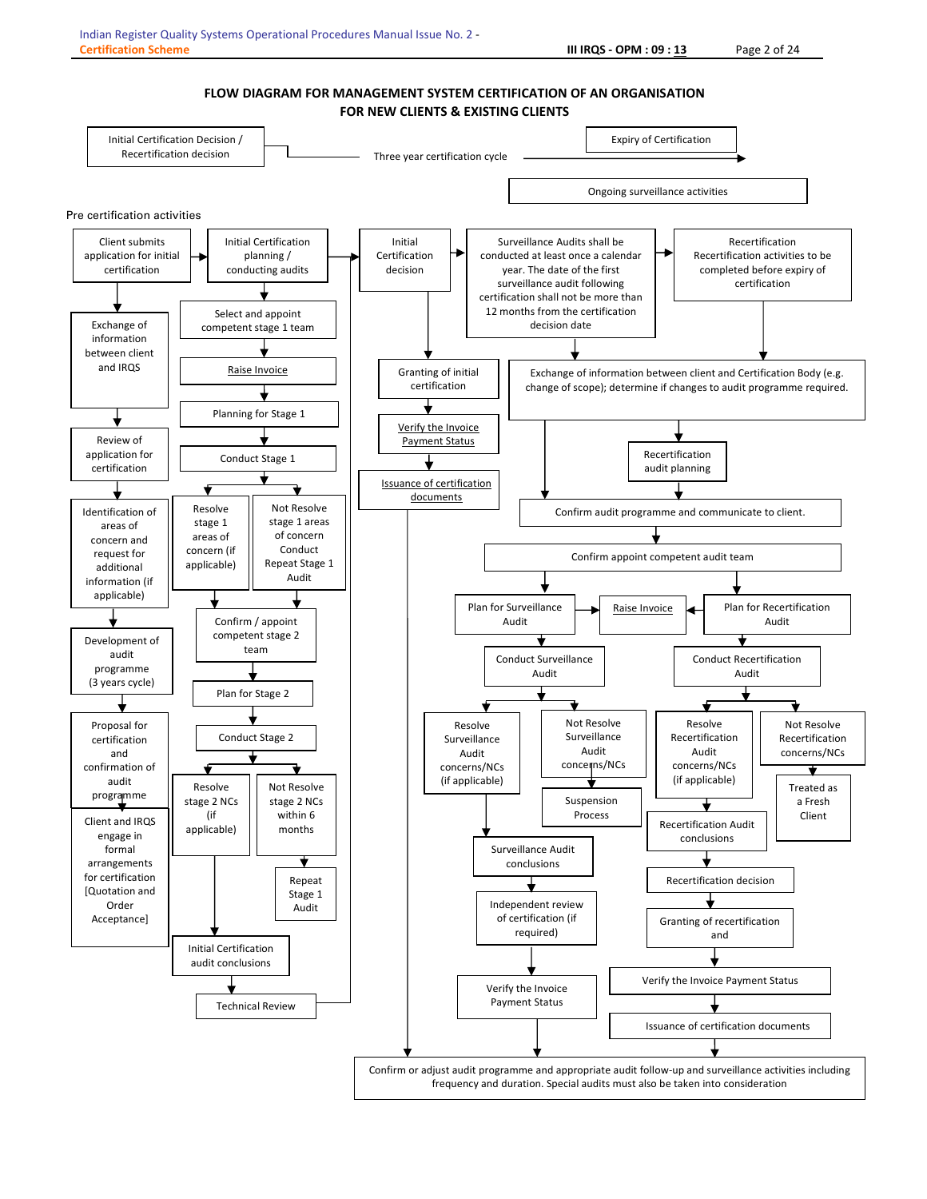## FLOW DIAGRAM FOR MANAGEMENT SYSTEM CERTIFICATION OF AN ORGANISATION FOR NEW CLIENTS & EXISTING CLIENTS

Initial Certification Decision / Recertification decision

Three year certification cycle

Expiry of Certification

Ongoing surveillance activities

Pre certification activities

Client submits application for initial certification

Exchange of information between client and IRQS

Review of application for certification

Identification of areas of concern and request for additional information (if applicable)

Development of audit programme (3 years cycle)

Proposal for certification and confirmation of audit programme

Client and IRQS engage in formal arrangements for certification [Quotation and Order Acceptance]

Initial Certification planning / conducting audits

Select and appoint competent stage 1 team

Raise Invoice

Planning for Stage 1

Conduct Stage 1

Resolve stage 1 areas of concern (if applicable)

Not Resolve stage 1 areas of concern Conduct Repeat Stage 1 Audit

Confirm / appoint competent stage 2 team

Plan for Stage 2

Conduct Stage 2

Resolve stage 2 NCs (if applicable)

Not Resolve stage 2 NCs within 6 months

Repeat Stage 1 Audit

Initial Certification audit conclusions

Technical Review

Initial Certification decision

Granting of initial certification

Verify the Invoice Payment Status

Issuance of certification documents

Surveillance Audits shall be conducted at least once a calendar year. The date of the first surveillance audit following certification shall not be more than 12 months from the certification decision date

Recertification Recertification activities to be completed before expiry of certification

Exchange of information between client and Certification Body (e.g. change of scope); determine if changes to audit programme required.

Recertification audit planning

Confirm audit programme and communicate to client.

Confirm appoint competent audit team

Plan for Surveillance Audit

Raise Invoice

Plan for Recertification Audit

Conduct Surveillance Audit

Resolve Surveillance Audit concerns/NCs (if applicable)

Not Resolve Surveillance Audit concerns/NCs

Suspension Process

Surveillance Audit conclusions

Independent review of certification (if required)

Verify the Invoice Payment Status

Conduct Recertification Audit

Resolve Recertification Audit concerns/NCs (if applicable)

Not Resolve Recertification concerns/NCs

Treated as a Fresh Client

Recertification Audit conclusions

Recertification decision

Granting of recertification and

Verify the Invoice Payment Status

Issuance of certification documents

Confirm or adjust audit programme and appropriate audit follow-up and surveillance activities including frequency and duration. Special audits must also be taken into consideration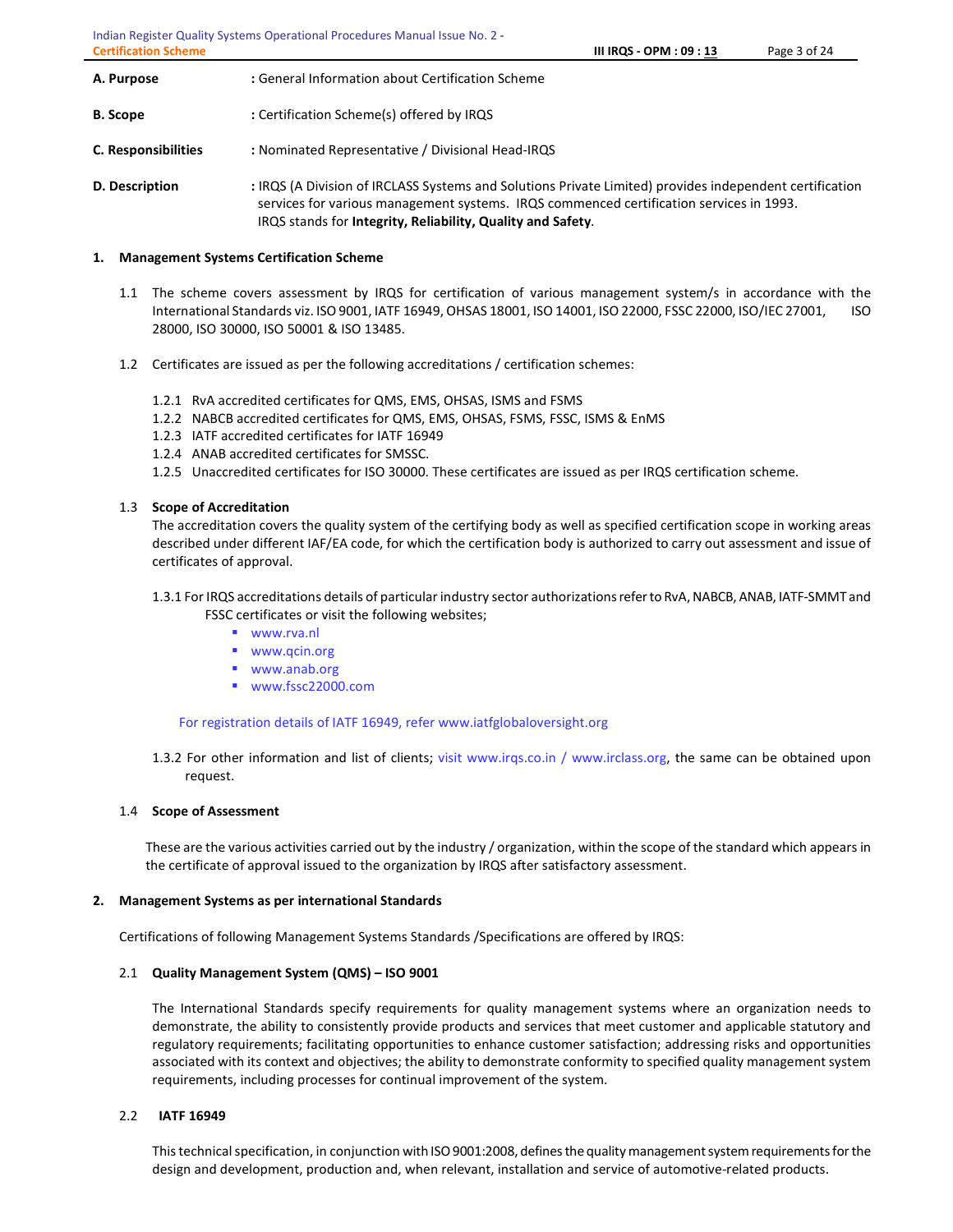**A. Purpose** : General Information about Certification Scheme

**B. Scope** : Certification Scheme(s) offered by IRQS

**C. Responsibilities** : Nominated Representative / Divisional Head-IRQS

**D. Description** : IRQS (A Division of IRCLASS Systems and Solutions Private Limited) provides independent certification services for various management systems. IRQS commenced certification services in 1993. IRQS stands for **Integrity, Reliability, Quality and Safety**.

## 1. Management Systems Certification Scheme

1.1 The scheme covers assessment by IRQS for certification of various management system/s in accordance with the International Standards viz. ISO 9001, IATF 16949, OHSAS 18001, ISO 14001, ISO 22000, FSSC 22000, ISO/IEC 27001, ISO 28000, ISO 30000, ISO 50001 & ISO 13485.

1.2 Certificates are issued as per the following accreditations / certification schemes:

1.2.1 RvA accredited certificates for QMS, EMS, OHSAS, ISMS and FSMS
1.2.2 NABCB accredited certificates for QMS, EMS, OHSAS, FSMS, FSSC, ISMS & EnMS
1.2.3 IATF accredited certificates for IATF 16949
1.2.4 ANAB accredited certificates for SMSSC.
1.2.5 Unaccredited certificates for ISO 30000. These certificates are issued as per IRQS certification scheme.

### 1.3 Scope of Accreditation

The accreditation covers the quality system of the certifying body as well as specified certification scope in working areas described under different IAF/EA code, for which the certification body is authorized to carry out assessment and issue of certificates of approval.

1.3.1 For IRQS accreditations details of particular industry sector authorizations refer to RvA, NABCB, ANAB, IATF-SMMT and FSSC certificates or visit the following websites;

- www.rva.nl
- www.qcin.org
- www.anab.org
- www.fssc22000.com

For registration details of IATF 16949, refer www.iatfglobaloversight.org

1.3.2 For other information and list of clients; visit www.irqs.co.in / www.irclass.org, the same can be obtained upon request.

### 1.4 Scope of Assessment

These are the various activities carried out by the industry / organization, within the scope of the standard which appears in the certificate of approval issued to the organization by IRQS after satisfactory assessment.

## 2. Management Systems as per international Standards

Certifications of following Management Systems Standards /Specifications are offered by IRQS:

### 2.1 Quality Management System (QMS) – ISO 9001

The International Standards specify requirements for quality management systems where an organization needs to demonstrate, the ability to consistently provide products and services that meet customer and applicable statutory and regulatory requirements; facilitating opportunities to enhance customer satisfaction; addressing risks and opportunities associated with its context and objectives; the ability to demonstrate conformity to specified quality management system requirements, including processes for continual improvement of the system.

### 2.2 IATF 16949

This technical specification, in conjunction with ISO 9001:2008, defines the quality management system requirements for the design and development, production and, when relevant, installation and service of automotive-related products.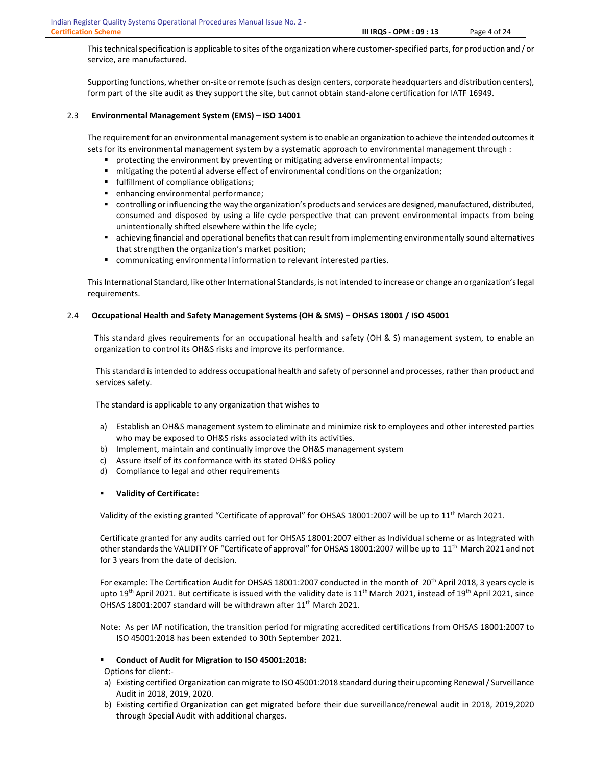This technical specification is applicable to sites of the organization where customer-specified parts, for production and / or service, are manufactured.

Supporting functions, whether on-site or remote (such as design centers, corporate headquarters and distribution centers), form part of the site audit as they support the site, but cannot obtain stand-alone certification for IATF 16949.

### 2.3 Environmental Management System (EMS) – ISO 14001

The requirement for an environmental management system is to enable an organization to achieve the intended outcomes it sets for its environmental management system by a systematic approach to environmental management through :

- protecting the environment by preventing or mitigating adverse environmental impacts;
- mitigating the potential adverse effect of environmental conditions on the organization;
- fulfillment of compliance obligations;
- enhancing environmental performance;
- controlling or influencing the way the organization's products and services are designed, manufactured, distributed, consumed and disposed by using a life cycle perspective that can prevent environmental impacts from being unintentionally shifted elsewhere within the life cycle;
- achieving financial and operational benefits that can result from implementing environmentally sound alternatives that strengthen the organization's market position;
- communicating environmental information to relevant interested parties.

This International Standard, like other International Standards, is not intended to increase or change an organization's legal requirements.

### 2.4 Occupational Health and Safety Management Systems (OH & SMS) – OHSAS 18001 / ISO 45001

This standard gives requirements for an occupational health and safety (OH & S) management system, to enable an organization to control its OH&S risks and improve its performance.

This standard is intended to address occupational health and safety of personnel and processes, rather than product and services safety.

The standard is applicable to any organization that wishes to

a) Establish an OH&S management system to eliminate and minimize risk to employees and other interested parties who may be exposed to OH&S risks associated with its activities.
b) Implement, maintain and continually improve the OH&S management system
c) Assure itself of its conformance with its stated OH&S policy
d) Compliance to legal and other requirements

- **Validity of Certificate:**

Validity of the existing granted "Certificate of approval" for OHSAS 18001:2007 will be up to 11th March 2021.

Certificate granted for any audits carried out for OHSAS 18001:2007 either as Individual scheme or as Integrated with other standards the VALIDITY OF "Certificate of approval" for OHSAS 18001:2007 will be up to 11th March 2021 and not for 3 years from the date of decision.

For example: The Certification Audit for OHSAS 18001:2007 conducted in the month of 20th April 2018, 3 years cycle is upto 19th April 2021. But certificate is issued with the validity date is 11th March 2021, instead of 19th April 2021, since OHSAS 18001:2007 standard will be withdrawn after 11th March 2021.

Note: As per IAF notification, the transition period for migrating accredited certifications from OHSAS 18001:2007 to ISO 45001:2018 has been extended to 30th September 2021.

- **Conduct of Audit for Migration to ISO 45001:2018:**

Options for client:-

a) Existing certified Organization can migrate to ISO 45001:2018 standard during their upcoming Renewal / Surveillance Audit in 2018, 2019, 2020.
b) Existing certified Organization can get migrated before their due surveillance/renewal audit in 2018, 2019,2020 through Special Audit with additional charges.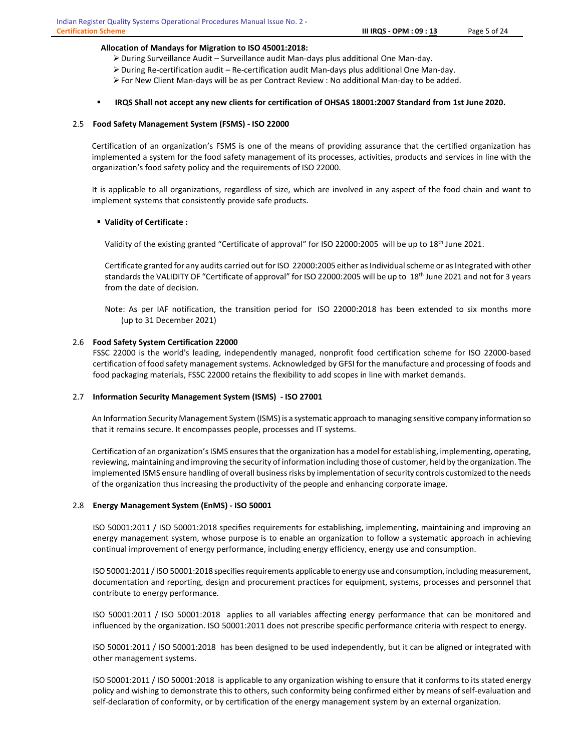**Allocation of Mandays for Migration to ISO 45001:2018:**

- During Surveillance Audit – Surveillance audit Man-days plus additional One Man-day.
- During Re-certification audit – Re-certification audit Man-days plus additional One Man-day.
- For New Client Man-days will be as per Contract Review : No additional Man-day to be added.

- **IRQS Shall not accept any new clients for certification of OHSAS 18001:2007 Standard from 1st June 2020.**

### 2.5 Food Safety Management System (FSMS) - ISO 22000

Certification of an organization's FSMS is one of the means of providing assurance that the certified organization has implemented a system for the food safety management of its processes, activities, products and services in line with the organization's food safety policy and the requirements of ISO 22000.

It is applicable to all organizations, regardless of size, which are involved in any aspect of the food chain and want to implement systems that consistently provide safe products.

- **Validity of Certificate :**

  Validity of the existing granted "Certificate of approval" for ISO 22000:2005 will be up to 18th June 2021.

  Certificate granted for any audits carried out for ISO 22000:2005 either as Individual scheme or as Integrated with other standards the VALIDITY OF "Certificate of approval" for ISO 22000:2005 will be up to 18th June 2021 and not for 3 years from the date of decision.

  Note: As per IAF notification, the transition period for ISO 22000:2018 has been extended to six months more (up to 31 December 2021)

### 2.6 Food Safety System Certification 22000

FSSC 22000 is the world's leading, independently managed, nonprofit food certification scheme for ISO 22000-based certification of food safety management systems. Acknowledged by GFSI for the manufacture and processing of foods and food packaging materials, FSSC 22000 retains the flexibility to add scopes in line with market demands.

### 2.7 Information Security Management System (ISMS) - ISO 27001

An Information Security Management System (ISMS) is a systematic approach to managing sensitive company information so that it remains secure. It encompasses people, processes and IT systems.

Certification of an organization's ISMS ensures that the organization has a model for establishing, implementing, operating, reviewing, maintaining and improving the security of information including those of customer, held by the organization. The implemented ISMS ensure handling of overall business risks by implementation of security controls customized to the needs of the organization thus increasing the productivity of the people and enhancing corporate image.

### 2.8 Energy Management System (EnMS) - ISO 50001

ISO 50001:2011 / ISO 50001:2018 specifies requirements for establishing, implementing, maintaining and improving an energy management system, whose purpose is to enable an organization to follow a systematic approach in achieving continual improvement of energy performance, including energy efficiency, energy use and consumption.

ISO 50001:2011 / ISO 50001:2018 specifies requirements applicable to energy use and consumption, including measurement, documentation and reporting, design and procurement practices for equipment, systems, processes and personnel that contribute to energy performance.

ISO 50001:2011 / ISO 50001:2018 applies to all variables affecting energy performance that can be monitored and influenced by the organization. ISO 50001:2011 does not prescribe specific performance criteria with respect to energy.

ISO 50001:2011 / ISO 50001:2018 has been designed to be used independently, but it can be aligned or integrated with other management systems.

ISO 50001:2011 / ISO 50001:2018 is applicable to any organization wishing to ensure that it conforms to its stated energy policy and wishing to demonstrate this to others, such conformity being confirmed either by means of self-evaluation and self-declaration of conformity, or by certification of the energy management system by an external organization.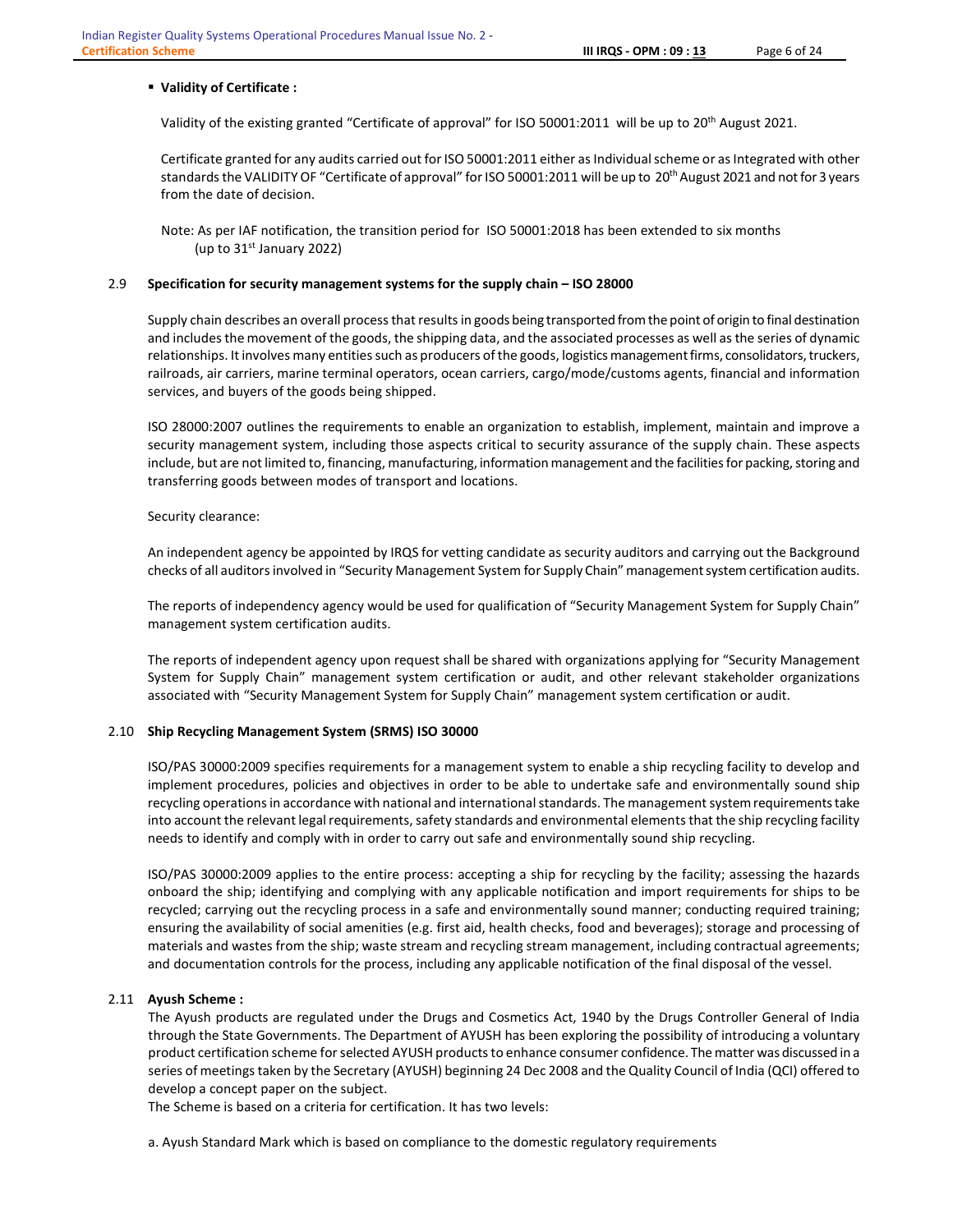- **Validity of Certificate :**

Validity of the existing granted "Certificate of approval" for ISO 50001:2011 will be up to 20th August 2021.

Certificate granted for any audits carried out for ISO 50001:2011 either as Individual scheme or as Integrated with other standards the VALIDITY OF "Certificate of approval" for ISO 50001:2011 will be up to 20th August 2021 and not for 3 years from the date of decision.

Note: As per IAF notification, the transition period for ISO 50001:2018 has been extended to six months (up to 31st January 2022)

## 2.9 Specification for security management systems for the supply chain – ISO 28000

Supply chain describes an overall process that results in goods being transported from the point of origin to final destination and includes the movement of the goods, the shipping data, and the associated processes as well as the series of dynamic relationships. It involves many entities such as producers of the goods, logistics management firms, consolidators, truckers, railroads, air carriers, marine terminal operators, ocean carriers, cargo/mode/customs agents, financial and information services, and buyers of the goods being shipped.

ISO 28000:2007 outlines the requirements to enable an organization to establish, implement, maintain and improve a security management system, including those aspects critical to security assurance of the supply chain. These aspects include, but are not limited to, financing, manufacturing, information management and the facilities for packing, storing and transferring goods between modes of transport and locations.

Security clearance:

An independent agency be appointed by IRQS for vetting candidate as security auditors and carrying out the Background checks of all auditors involved in "Security Management System for Supply Chain" management system certification audits.

The reports of independency agency would be used for qualification of "Security Management System for Supply Chain" management system certification audits.

The reports of independent agency upon request shall be shared with organizations applying for "Security Management System for Supply Chain" management system certification or audit, and other relevant stakeholder organizations associated with "Security Management System for Supply Chain" management system certification or audit.

## 2.10 Ship Recycling Management System (SRMS) ISO 30000

ISO/PAS 30000:2009 specifies requirements for a management system to enable a ship recycling facility to develop and implement procedures, policies and objectives in order to be able to undertake safe and environmentally sound ship recycling operations in accordance with national and international standards. The management system requirements take into account the relevant legal requirements, safety standards and environmental elements that the ship recycling facility needs to identify and comply with in order to carry out safe and environmentally sound ship recycling.

ISO/PAS 30000:2009 applies to the entire process: accepting a ship for recycling by the facility; assessing the hazards onboard the ship; identifying and complying with any applicable notification and import requirements for ships to be recycled; carrying out the recycling process in a safe and environmentally sound manner; conducting required training; ensuring the availability of social amenities (e.g. first aid, health checks, food and beverages); storage and processing of materials and wastes from the ship; waste stream and recycling stream management, including contractual agreements; and documentation controls for the process, including any applicable notification of the final disposal of the vessel.

## 2.11 Ayush Scheme :

The Ayush products are regulated under the Drugs and Cosmetics Act, 1940 by the Drugs Controller General of India through the State Governments. The Department of AYUSH has been exploring the possibility of introducing a voluntary product certification scheme for selected AYUSH products to enhance consumer confidence. The matter was discussed in a series of meetings taken by the Secretary (AYUSH) beginning 24 Dec 2008 and the Quality Council of India (QCI) offered to develop a concept paper on the subject.

The Scheme is based on a criteria for certification. It has two levels:

a. Ayush Standard Mark which is based on compliance to the domestic regulatory requirements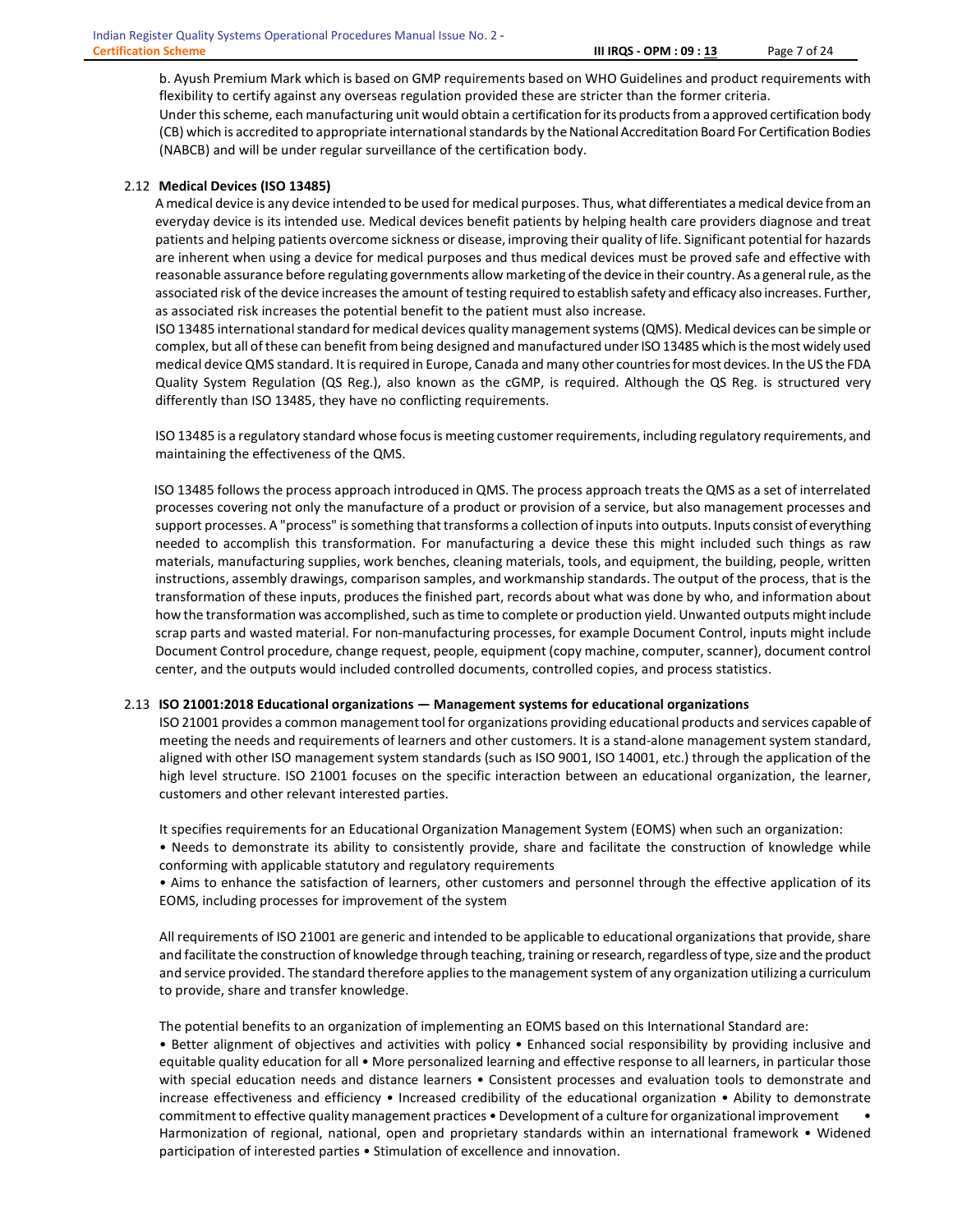b. Ayush Premium Mark which is based on GMP requirements based on WHO Guidelines and product requirements with flexibility to certify against any overseas regulation provided these are stricter than the former criteria.

Under this scheme, each manufacturing unit would obtain a certification for its products from a approved certification body (CB) which is accredited to appropriate international standards by the National Accreditation Board For Certification Bodies (NABCB) and will be under regular surveillance of the certification body.

## 2.12 Medical Devices (ISO 13485)

A medical device is any device intended to be used for medical purposes. Thus, what differentiates a medical device from an everyday device is its intended use. Medical devices benefit patients by helping health care providers diagnose and treat patients and helping patients overcome sickness or disease, improving their quality of life. Significant potential for hazards are inherent when using a device for medical purposes and thus medical devices must be proved safe and effective with reasonable assurance before regulating governments allow marketing of the device in their country. As a general rule, as the associated risk of the device increases the amount of testing required to establish safety and efficacy also increases. Further, as associated risk increases the potential benefit to the patient must also increase.

ISO 13485 international standard for medical devices quality management systems (QMS). Medical devices can be simple or complex, but all of these can benefit from being designed and manufactured under ISO 13485 which is the most widely used medical device QMS standard. It is required in Europe, Canada and many other countries for most devices. In the US the FDA Quality System Regulation (QS Reg.), also known as the cGMP, is required. Although the QS Reg. is structured very differently than ISO 13485, they have no conflicting requirements.

ISO 13485 is a regulatory standard whose focus is meeting customer requirements, including regulatory requirements, and maintaining the effectiveness of the QMS.

ISO 13485 follows the process approach introduced in QMS. The process approach treats the QMS as a set of interrelated processes covering not only the manufacture of a product or provision of a service, but also management processes and support processes. A "process" is something that transforms a collection of inputs into outputs. Inputs consist of everything needed to accomplish this transformation. For manufacturing a device these this might included such things as raw materials, manufacturing supplies, work benches, cleaning materials, tools, and equipment, the building, people, written instructions, assembly drawings, comparison samples, and workmanship standards. The output of the process, that is the transformation of these inputs, produces the finished part, records about what was done by who, and information about how the transformation was accomplished, such as time to complete or production yield. Unwanted outputs might include scrap parts and wasted material. For non-manufacturing processes, for example Document Control, inputs might include Document Control procedure, change request, people, equipment (copy machine, computer, scanner), document control center, and the outputs would included controlled documents, controlled copies, and process statistics.

## 2.13 ISO 21001:2018 Educational organizations — Management systems for educational organizations

ISO 21001 provides a common management tool for organizations providing educational products and services capable of meeting the needs and requirements of learners and other customers. It is a stand-alone management system standard, aligned with other ISO management system standards (such as ISO 9001, ISO 14001, etc.) through the application of the high level structure. ISO 21001 focuses on the specific interaction between an educational organization, the learner, customers and other relevant interested parties.

It specifies requirements for an Educational Organization Management System (EOMS) when such an organization:

- Needs to demonstrate its ability to consistently provide, share and facilitate the construction of knowledge while conforming with applicable statutory and regulatory requirements
- Aims to enhance the satisfaction of learners, other customers and personnel through the effective application of its EOMS, including processes for improvement of the system

All requirements of ISO 21001 are generic and intended to be applicable to educational organizations that provide, share and facilitate the construction of knowledge through teaching, training or research, regardless of type, size and the product and service provided. The standard therefore applies to the management system of any organization utilizing a curriculum to provide, share and transfer knowledge.

The potential benefits to an organization of implementing an EOMS based on this International Standard are:

- Better alignment of objectives and activities with policy
- Enhanced social responsibility by providing inclusive and equitable quality education for all
- More personalized learning and effective response to all learners, in particular those with special education needs and distance learners
- Consistent processes and evaluation tools to demonstrate and increase effectiveness and efficiency
- Increased credibility of the educational organization
- Ability to demonstrate commitment to effective quality management practices
- Development of a culture for organizational improvement
- Harmonization of regional, national, open and proprietary standards within an international framework
- Widened participation of interested parties
- Stimulation of excellence and innovation.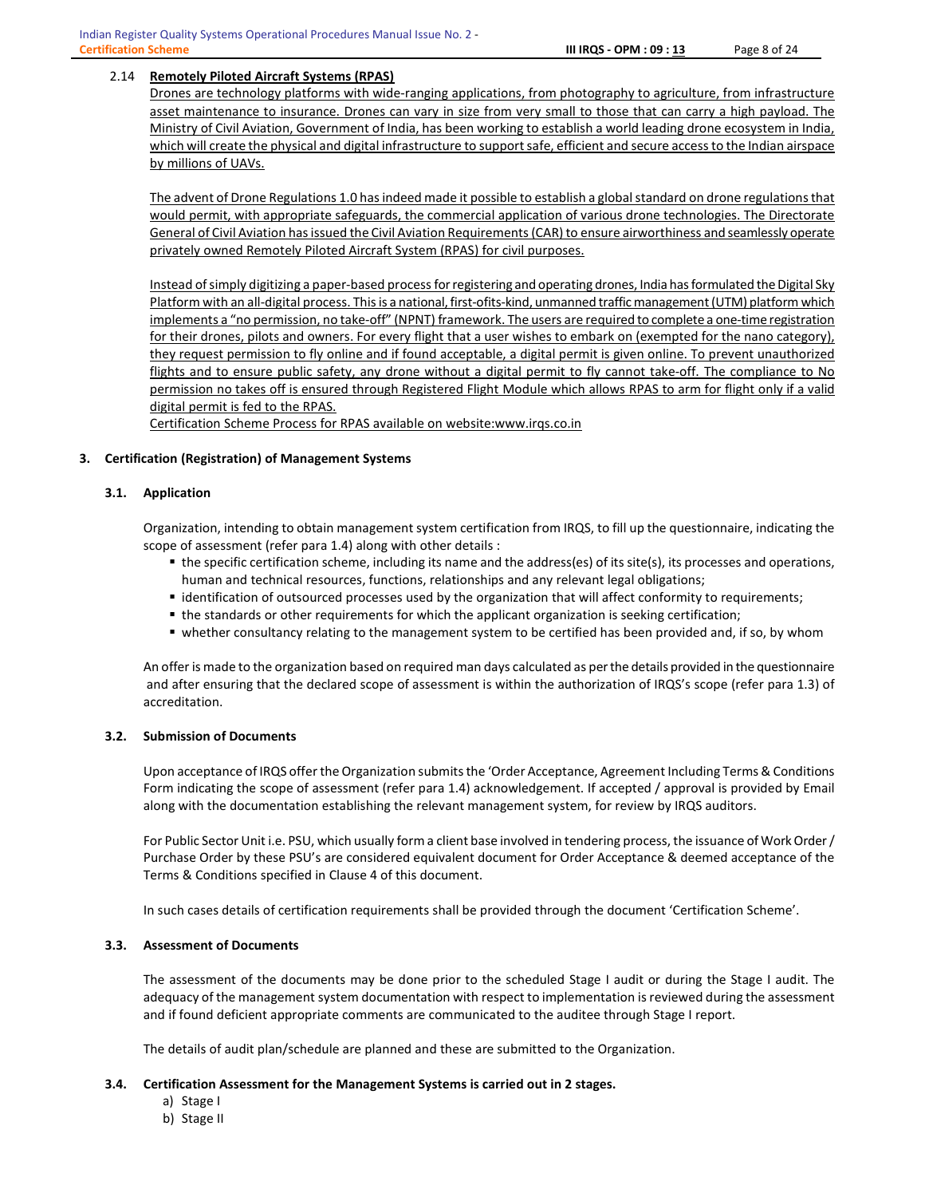### 2.14 Remotely Piloted Aircraft Systems (RPAS)

Drones are technology platforms with wide-ranging applications, from photography to agriculture, from infrastructure asset maintenance to insurance. Drones can vary in size from very small to those that can carry a high payload. The Ministry of Civil Aviation, Government of India, has been working to establish a world leading drone ecosystem in India, which will create the physical and digital infrastructure to support safe, efficient and secure access to the Indian airspace by millions of UAVs.

The advent of Drone Regulations 1.0 has indeed made it possible to establish a global standard on drone regulations that would permit, with appropriate safeguards, the commercial application of various drone technologies. The Directorate General of Civil Aviation has issued the Civil Aviation Requirements (CAR) to ensure airworthiness and seamlessly operate privately owned Remotely Piloted Aircraft System (RPAS) for civil purposes.

Instead of simply digitizing a paper-based process for registering and operating drones, India has formulated the Digital Sky Platform with an all-digital process. This is a national, first-ofits-kind, unmanned traffic management (UTM) platform which implements a "no permission, no take-off" (NPNT) framework. The users are required to complete a one-time registration for their drones, pilots and owners. For every flight that a user wishes to embark on (exempted for the nano category), they request permission to fly online and if found acceptable, a digital permit is given online. To prevent unauthorized flights and to ensure public safety, any drone without a digital permit to fly cannot take-off. The compliance to No permission no takes off is ensured through Registered Flight Module which allows RPAS to arm for flight only if a valid digital permit is fed to the RPAS.

Certification Scheme Process for RPAS available on website:www.irqs.co.in

## 3. Certification (Registration) of Management Systems

### 3.1. Application

Organization, intending to obtain management system certification from IRQS, to fill up the questionnaire, indicating the scope of assessment (refer para 1.4) along with other details :

- the specific certification scheme, including its name and the address(es) of its site(s), its processes and operations, human and technical resources, functions, relationships and any relevant legal obligations;
- identification of outsourced processes used by the organization that will affect conformity to requirements;
- the standards or other requirements for which the applicant organization is seeking certification;
- whether consultancy relating to the management system to be certified has been provided and, if so, by whom

An offer is made to the organization based on required man days calculated as per the details provided in the questionnaire and after ensuring that the declared scope of assessment is within the authorization of IRQS's scope (refer para 1.3) of accreditation.

### 3.2. Submission of Documents

Upon acceptance of IRQS offer the Organization submits the 'Order Acceptance, Agreement Including Terms & Conditions Form indicating the scope of assessment (refer para 1.4) acknowledgement. If accepted / approval is provided by Email along with the documentation establishing the relevant management system, for review by IRQS auditors.

For Public Sector Unit i.e. PSU, which usually form a client base involved in tendering process, the issuance of Work Order / Purchase Order by these PSU's are considered equivalent document for Order Acceptance & deemed acceptance of the Terms & Conditions specified in Clause 4 of this document.

In such cases details of certification requirements shall be provided through the document 'Certification Scheme'.

### 3.3. Assessment of Documents

The assessment of the documents may be done prior to the scheduled Stage I audit or during the Stage I audit. The adequacy of the management system documentation with respect to implementation is reviewed during the assessment and if found deficient appropriate comments are communicated to the auditee through Stage I report.

The details of audit plan/schedule are planned and these are submitted to the Organization.

### 3.4. Certification Assessment for the Management Systems is carried out in 2 stages.

a) Stage I
b) Stage II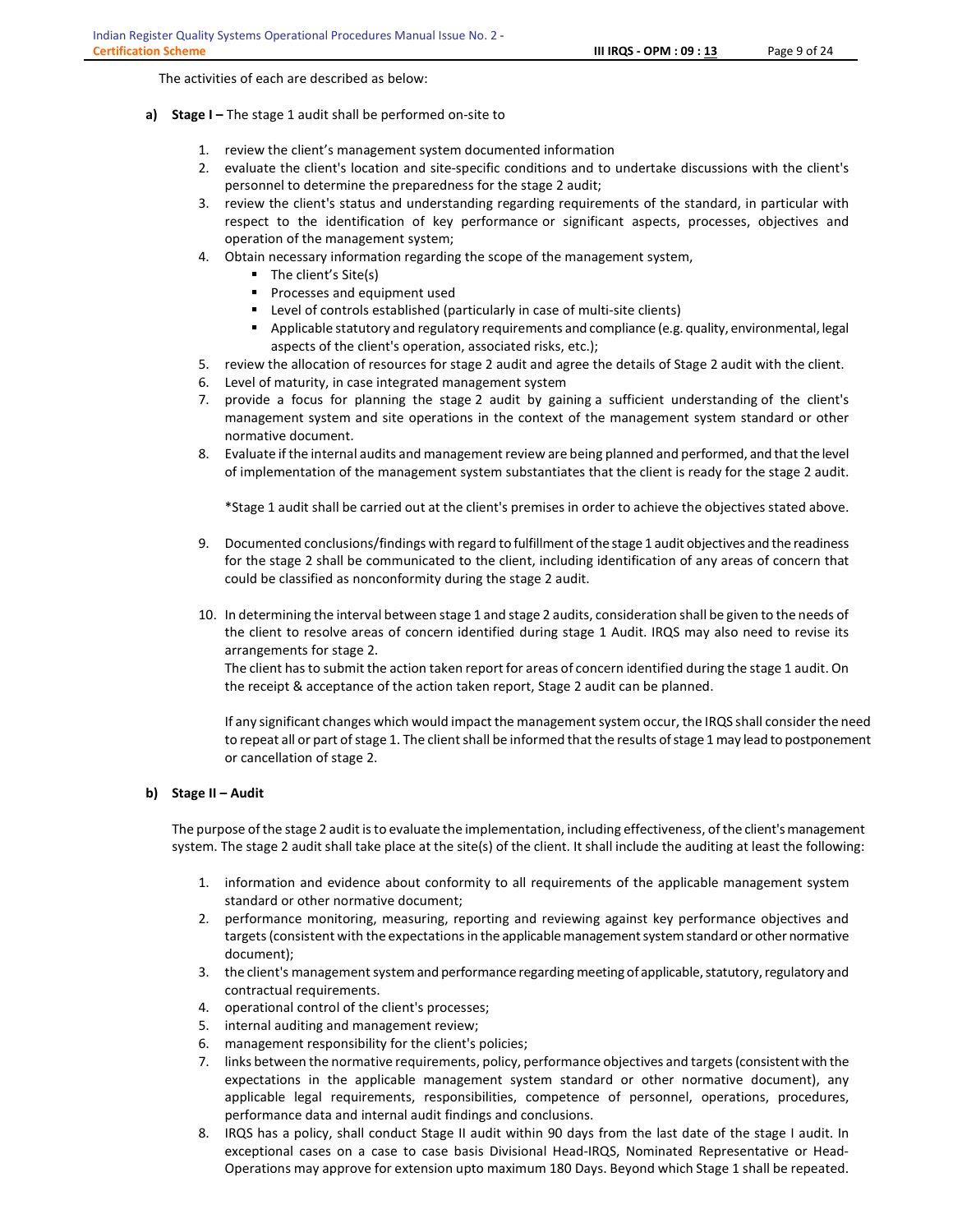The activities of each are described as below:

**a) Stage I –** The stage 1 audit shall be performed on-site to

1. review the client's management system documented information
2. evaluate the client's location and site-specific conditions and to undertake discussions with the client's personnel to determine the preparedness for the stage 2 audit;
3. review the client's status and understanding regarding requirements of the standard, in particular with respect to the identification of key performance or significant aspects, processes, objectives and operation of the management system;
4. Obtain necessary information regarding the scope of the management system,
   - The client's Site(s)
   - Processes and equipment used
   - Level of controls established (particularly in case of multi-site clients)
   - Applicable statutory and regulatory requirements and compliance (e.g. quality, environmental, legal aspects of the client's operation, associated risks, etc.);
5. review the allocation of resources for stage 2 audit and agree the details of Stage 2 audit with the client.
6. Level of maturity, in case integrated management system
7. provide a focus for planning the stage 2 audit by gaining a sufficient understanding of the client's management system and site operations in the context of the management system standard or other normative document.
8. Evaluate if the internal audits and management review are being planned and performed, and that the level of implementation of the management system substantiates that the client is ready for the stage 2 audit.

   *Stage 1 audit shall be carried out at the client's premises in order to achieve the objectives stated above.

9. Documented conclusions/findings with regard to fulfillment of the stage 1 audit objectives and the readiness for the stage 2 shall be communicated to the client, including identification of any areas of concern that could be classified as nonconformity during the stage 2 audit.

10. In determining the interval between stage 1 and stage 2 audits, consideration shall be given to the needs of the client to resolve areas of concern identified during stage 1 Audit. IRQS may also need to revise its arrangements for stage 2.
    The client has to submit the action taken report for areas of concern identified during the stage 1 audit. On the receipt & acceptance of the action taken report, Stage 2 audit can be planned.

    If any significant changes which would impact the management system occur, the IRQS shall consider the need to repeat all or part of stage 1. The client shall be informed that the results of stage 1 may lead to postponement or cancellation of stage 2.

**b) Stage II – Audit**

The purpose of the stage 2 audit is to evaluate the implementation, including effectiveness, of the client's management system. The stage 2 audit shall take place at the site(s) of the client. It shall include the auditing at least the following:

1. information and evidence about conformity to all requirements of the applicable management system standard or other normative document;
2. performance monitoring, measuring, reporting and reviewing against key performance objectives and targets (consistent with the expectations in the applicable management system standard or other normative document);
3. the client's management system and performance regarding meeting of applicable, statutory, regulatory and contractual requirements.
4. operational control of the client's processes;
5. internal auditing and management review;
6. management responsibility for the client's policies;
7. links between the normative requirements, policy, performance objectives and targets (consistent with the expectations in the applicable management system standard or other normative document), any applicable legal requirements, responsibilities, competence of personnel, operations, procedures, performance data and internal audit findings and conclusions.
8. IRQS has a policy, shall conduct Stage II audit within 90 days from the last date of the stage I audit. In exceptional cases on a case to case basis Divisional Head-IRQS, Nominated Representative or Head-Operations may approve for extension upto maximum 180 Days. Beyond which Stage 1 shall be repeated.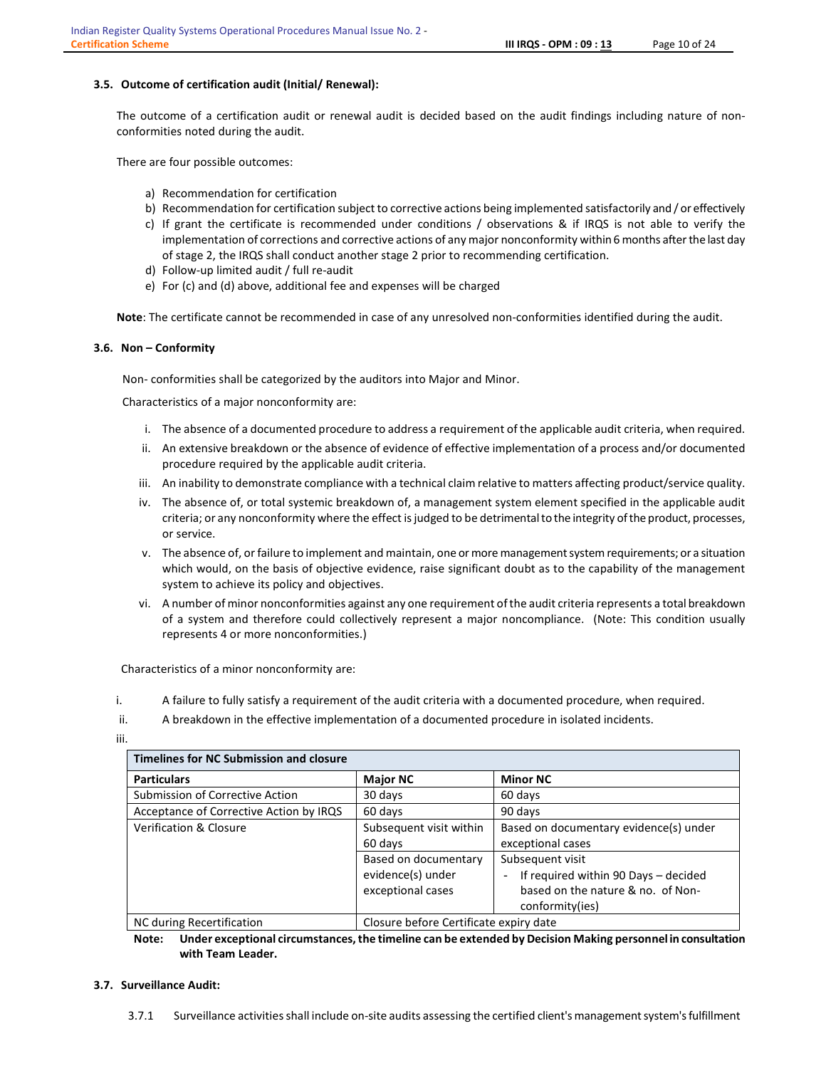### 3.5. Outcome of certification audit (Initial/ Renewal):

The outcome of a certification audit or renewal audit is decided based on the audit findings including nature of non-conformities noted during the audit.

There are four possible outcomes:

a) Recommendation for certification
b) Recommendation for certification subject to corrective actions being implemented satisfactorily and / or effectively
c) If grant the certificate is recommended under conditions / observations & if IRQS is not able to verify the implementation of corrections and corrective actions of any major nonconformity within 6 months after the last day of stage 2, the IRQS shall conduct another stage 2 prior to recommending certification.
d) Follow-up limited audit / full re-audit
e) For (c) and (d) above, additional fee and expenses will be charged

**Note**: The certificate cannot be recommended in case of any unresolved non-conformities identified during the audit.

### 3.6. Non – Conformity

Non- conformities shall be categorized by the auditors into Major and Minor.

Characteristics of a major nonconformity are:

i. The absence of a documented procedure to address a requirement of the applicable audit criteria, when required.
ii. An extensive breakdown or the absence of evidence of effective implementation of a process and/or documented procedure required by the applicable audit criteria.
iii. An inability to demonstrate compliance with a technical claim relative to matters affecting product/service quality.
iv. The absence of, or total systemic breakdown of, a management system element specified in the applicable audit criteria; or any nonconformity where the effect is judged to be detrimental to the integrity of the product, processes, or service.
v. The absence of, or failure to implement and maintain, one or more management system requirements; or a situation which would, on the basis of objective evidence, raise significant doubt as to the capability of the management system to achieve its policy and objectives.
vi. A number of minor nonconformities against any one requirement of the audit criteria represents a total breakdown of a system and therefore could collectively represent a major noncompliance. (Note: This condition usually represents 4 or more nonconformities.)

Characteristics of a minor nonconformity are:

i. A failure to fully satisfy a requirement of the audit criteria with a documented procedure, when required.
ii. A breakdown in the effective implementation of a documented procedure in isolated incidents.
iii.

| Timelines for NC Submission and closure | | |
|---|---|---|
| **Particulars** | **Major NC** | **Minor NC** |
| Submission of Corrective Action | 30 days | 60 days |
| Acceptance of Corrective Action by IRQS | 60 days | 90 days |
| Verification & Closure | Subsequent visit within 60 days | Based on documentary evidence(s) under exceptional cases |
| | Based on documentary evidence(s) under exceptional cases | Subsequent visit<br>- If required within 90 Days – decided based on the nature & no. of Non-conformity(ies) |
| NC during Recertification | Closure before Certificate expiry date | |

**Note: Under exceptional circumstances, the timeline can be extended by Decision Making personnel in consultation with Team Leader.**

### 3.7. Surveillance Audit:

3.7.1 Surveillance activities shall include on-site audits assessing the certified client's management system's fulfillment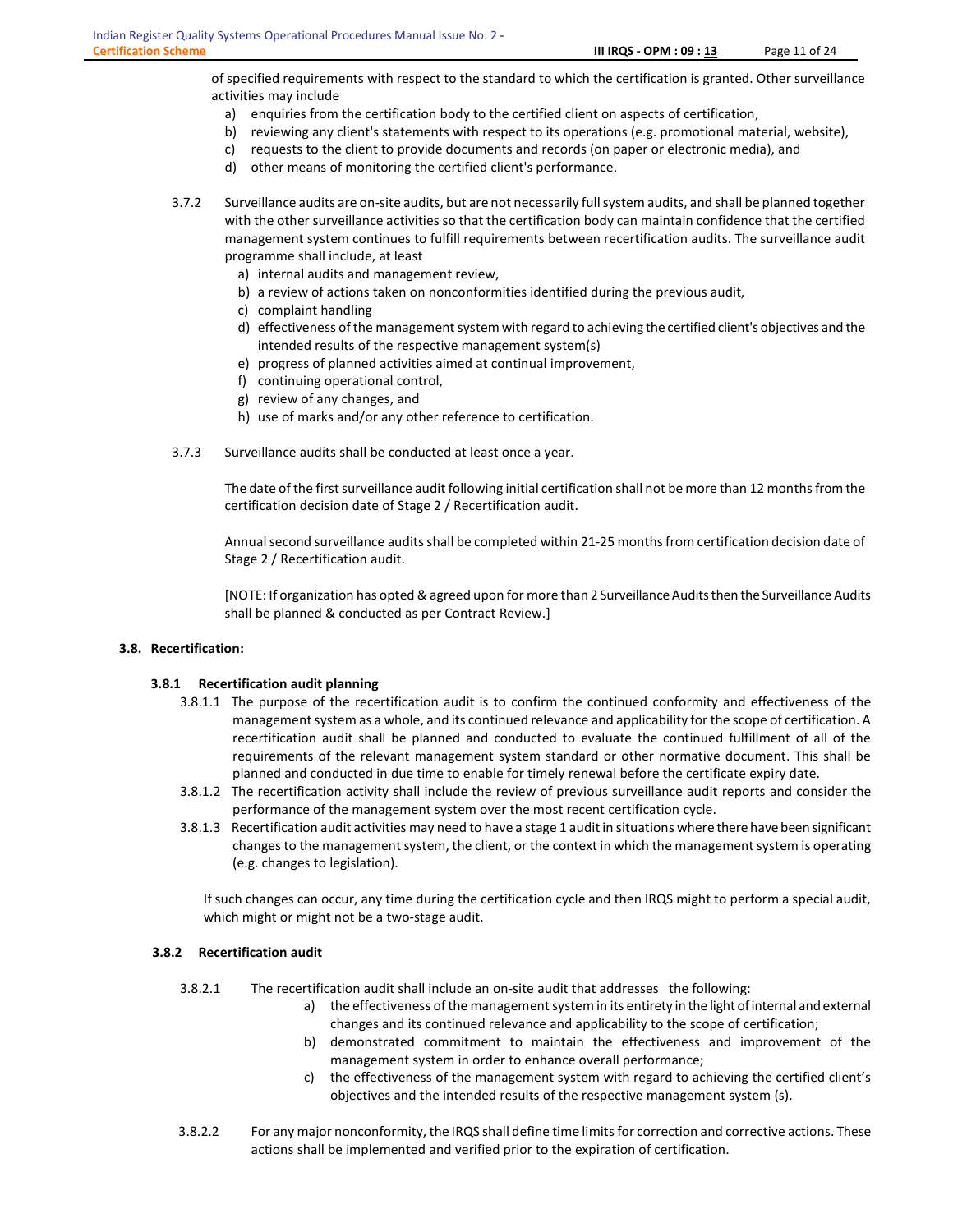of specified requirements with respect to the standard to which the certification is granted. Other surveillance activities may include

a) enquiries from the certification body to the certified client on aspects of certification,
b) reviewing any client's statements with respect to its operations (e.g. promotional material, website),
c) requests to the client to provide documents and records (on paper or electronic media), and
d) other means of monitoring the certified client's performance.

3.7.2 Surveillance audits are on-site audits, but are not necessarily full system audits, and shall be planned together with the other surveillance activities so that the certification body can maintain confidence that the certified management system continues to fulfill requirements between recertification audits. The surveillance audit programme shall include, at least

a) internal audits and management review,
b) a review of actions taken on nonconformities identified during the previous audit,
c) complaint handling
d) effectiveness of the management system with regard to achieving the certified client's objectives and the intended results of the respective management system(s)
e) progress of planned activities aimed at continual improvement,
f) continuing operational control,
g) review of any changes, and
h) use of marks and/or any other reference to certification.

3.7.3 Surveillance audits shall be conducted at least once a year.

The date of the first surveillance audit following initial certification shall not be more than 12 months from the certification decision date of Stage 2 / Recertification audit.

Annual second surveillance audits shall be completed within 21-25 months from certification decision date of Stage 2 / Recertification audit.

[NOTE: If organization has opted & agreed upon for more than 2 Surveillance Audits then the Surveillance Audits shall be planned & conducted as per Contract Review.]

## 3.8. Recertification:

### 3.8.1 Recertification audit planning

3.8.1.1 The purpose of the recertification audit is to confirm the continued conformity and effectiveness of the management system as a whole, and its continued relevance and applicability for the scope of certification. A recertification audit shall be planned and conducted to evaluate the continued fulfillment of all of the requirements of the relevant management system standard or other normative document. This shall be planned and conducted in due time to enable for timely renewal before the certificate expiry date.

3.8.1.2 The recertification activity shall include the review of previous surveillance audit reports and consider the performance of the management system over the most recent certification cycle.

3.8.1.3 Recertification audit activities may need to have a stage 1 audit in situations where there have been significant changes to the management system, the client, or the context in which the management system is operating (e.g. changes to legislation).

If such changes can occur, any time during the certification cycle and then IRQS might to perform a special audit, which might or might not be a two-stage audit.

### 3.8.2 Recertification audit

3.8.2.1 The recertification audit shall include an on-site audit that addresses the following:

a) the effectiveness of the management system in its entirety in the light of internal and external changes and its continued relevance and applicability to the scope of certification;
b) demonstrated commitment to maintain the effectiveness and improvement of the management system in order to enhance overall performance;
c) the effectiveness of the management system with regard to achieving the certified client's objectives and the intended results of the respective management system (s).

3.8.2.2 For any major nonconformity, the IRQS shall define time limits for correction and corrective actions. These actions shall be implemented and verified prior to the expiration of certification.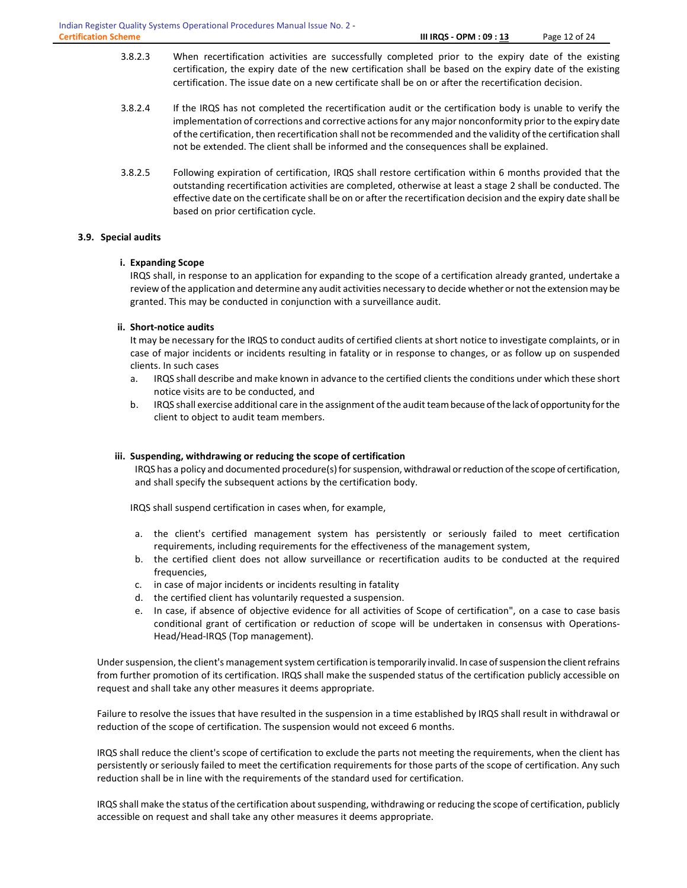3.8.2.3 When recertification activities are successfully completed prior to the expiry date of the existing certification, the expiry date of the new certification shall be based on the expiry date of the existing certification. The issue date on a new certificate shall be on or after the recertification decision.

3.8.2.4 If the IRQS has not completed the recertification audit or the certification body is unable to verify the implementation of corrections and corrective actions for any major nonconformity prior to the expiry date of the certification, then recertification shall not be recommended and the validity of the certification shall not be extended. The client shall be informed and the consequences shall be explained.

3.8.2.5 Following expiration of certification, IRQS shall restore certification within 6 months provided that the outstanding recertification activities are completed, otherwise at least a stage 2 shall be conducted. The effective date on the certificate shall be on or after the recertification decision and the expiry date shall be based on prior certification cycle.

## 3.9. Special audits

### i. Expanding Scope

IRQS shall, in response to an application for expanding to the scope of a certification already granted, undertake a review of the application and determine any audit activities necessary to decide whether or not the extension may be granted. This may be conducted in conjunction with a surveillance audit.

### ii. Short-notice audits

It may be necessary for the IRQS to conduct audits of certified clients at short notice to investigate complaints, or in case of major incidents or incidents resulting in fatality or in response to changes, or as follow up on suspended clients. In such cases

a. IRQS shall describe and make known in advance to the certified clients the conditions under which these short notice visits are to be conducted, and
b. IRQS shall exercise additional care in the assignment of the audit team because of the lack of opportunity for the client to object to audit team members.

### iii. Suspending, withdrawing or reducing the scope of certification

IRQS has a policy and documented procedure(s) for suspension, withdrawal or reduction of the scope of certification, and shall specify the subsequent actions by the certification body.

IRQS shall suspend certification in cases when, for example,

a. the client's certified management system has persistently or seriously failed to meet certification requirements, including requirements for the effectiveness of the management system,
b. the certified client does not allow surveillance or recertification audits to be conducted at the required frequencies,
c. in case of major incidents or incidents resulting in fatality
d. the certified client has voluntarily requested a suspension.
e. In case, if absence of objective evidence for all activities of Scope of certification", on a case to case basis conditional grant of certification or reduction of scope will be undertaken in consensus with Operations-Head/Head-IRQS (Top management).

Under suspension, the client's management system certification is temporarily invalid. In case of suspension the client refrains from further promotion of its certification. IRQS shall make the suspended status of the certification publicly accessible on request and shall take any other measures it deems appropriate.

Failure to resolve the issues that have resulted in the suspension in a time established by IRQS shall result in withdrawal or reduction of the scope of certification. The suspension would not exceed 6 months.

IRQS shall reduce the client's scope of certification to exclude the parts not meeting the requirements, when the client has persistently or seriously failed to meet the certification requirements for those parts of the scope of certification. Any such reduction shall be in line with the requirements of the standard used for certification.

IRQS shall make the status of the certification about suspending, withdrawing or reducing the scope of certification, publicly accessible on request and shall take any other measures it deems appropriate.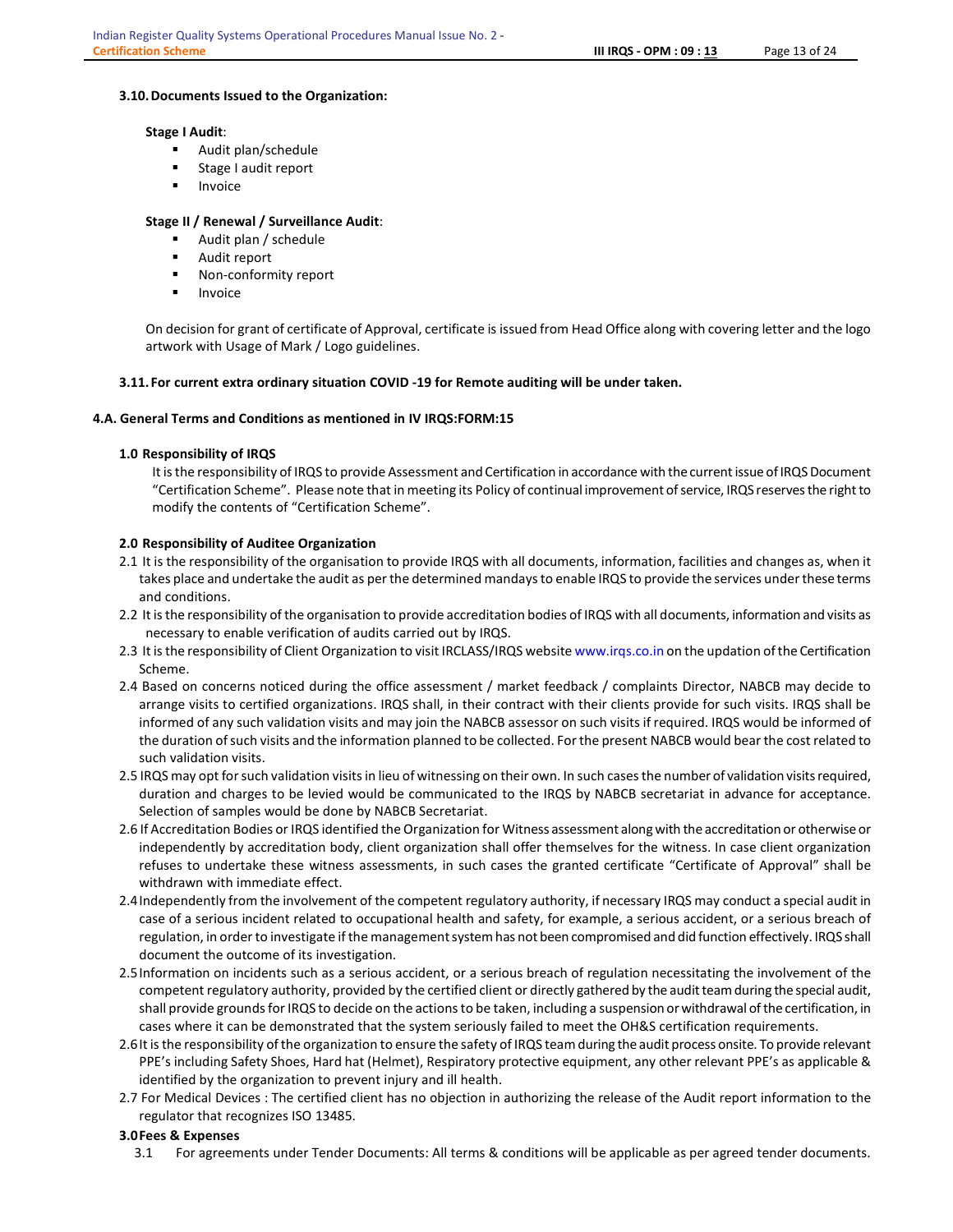### 3.10. Documents Issued to the Organization:

**Stage I Audit**:

- Audit plan/schedule
- Stage I audit report
- Invoice

**Stage II / Renewal / Surveillance Audit**:

- Audit plan / schedule
- Audit report
- Non-conformity report
- Invoice

On decision for grant of certificate of Approval, certificate is issued from Head Office along with covering letter and the logo artwork with Usage of Mark / Logo guidelines.

### 3.11. For current extra ordinary situation COVID -19 for Remote auditing will be under taken.

## 4.A. General Terms and Conditions as mentioned in IV IRQS:FORM:15

### 1.0 Responsibility of IRQS

It is the responsibility of IRQS to provide Assessment and Certification in accordance with the current issue of IRQS Document "Certification Scheme". Please note that in meeting its Policy of continual improvement of service, IRQS reserves the right to modify the contents of "Certification Scheme".

### 2.0 Responsibility of Auditee Organization

2.1 It is the responsibility of the organisation to provide IRQS with all documents, information, facilities and changes as, when it takes place and undertake the audit as per the determined mandays to enable IRQS to provide the services under these terms and conditions.

2.2 It is the responsibility of the organisation to provide accreditation bodies of IRQS with all documents, information and visits as necessary to enable verification of audits carried out by IRQS.

2.3 It is the responsibility of Client Organization to visit IRCLASS/IRQS website www.irqs.co.in on the updation of the Certification Scheme.

2.4 Based on concerns noticed during the office assessment / market feedback / complaints Director, NABCB may decide to arrange visits to certified organizations. IRQS shall, in their contract with their clients provide for such visits. IRQS shall be informed of any such validation visits and may join the NABCB assessor on such visits if required. IRQS would be informed of the duration of such visits and the information planned to be collected. For the present NABCB would bear the cost related to such validation visits.

2.5 IRQS may opt for such validation visits in lieu of witnessing on their own. In such cases the number of validation visits required, duration and charges to be levied would be communicated to the IRQS by NABCB secretariat in advance for acceptance. Selection of samples would be done by NABCB Secretariat.

2.6 If Accreditation Bodies or IRQS identified the Organization for Witness assessment along with the accreditation or otherwise or independently by accreditation body, client organization shall offer themselves for the witness. In case client organization refuses to undertake these witness assessments, in such cases the granted certificate "Certificate of Approval" shall be withdrawn with immediate effect.

2.4 Independently from the involvement of the competent regulatory authority, if necessary IRQS may conduct a special audit in case of a serious incident related to occupational health and safety, for example, a serious accident, or a serious breach of regulation, in order to investigate if the management system has not been compromised and did function effectively. IRQS shall document the outcome of its investigation.

2.5 Information on incidents such as a serious accident, or a serious breach of regulation necessitating the involvement of the competent regulatory authority, provided by the certified client or directly gathered by the audit team during the special audit, shall provide grounds for IRQS to decide on the actions to be taken, including a suspension or withdrawal of the certification, in cases where it can be demonstrated that the system seriously failed to meet the OH&S certification requirements.

2.6 It is the responsibility of the organization to ensure the safety of IRQS team during the audit process onsite. To provide relevant PPE's including Safety Shoes, Hard hat (Helmet), Respiratory protective equipment, any other relevant PPE's as applicable & identified by the organization to prevent injury and ill health.

2.7 For Medical Devices : The certified client has no objection in authorizing the release of the Audit report information to the regulator that recognizes ISO 13485.

### 3.0 Fees & Expenses

3.1 For agreements under Tender Documents: All terms & conditions will be applicable as per agreed tender documents.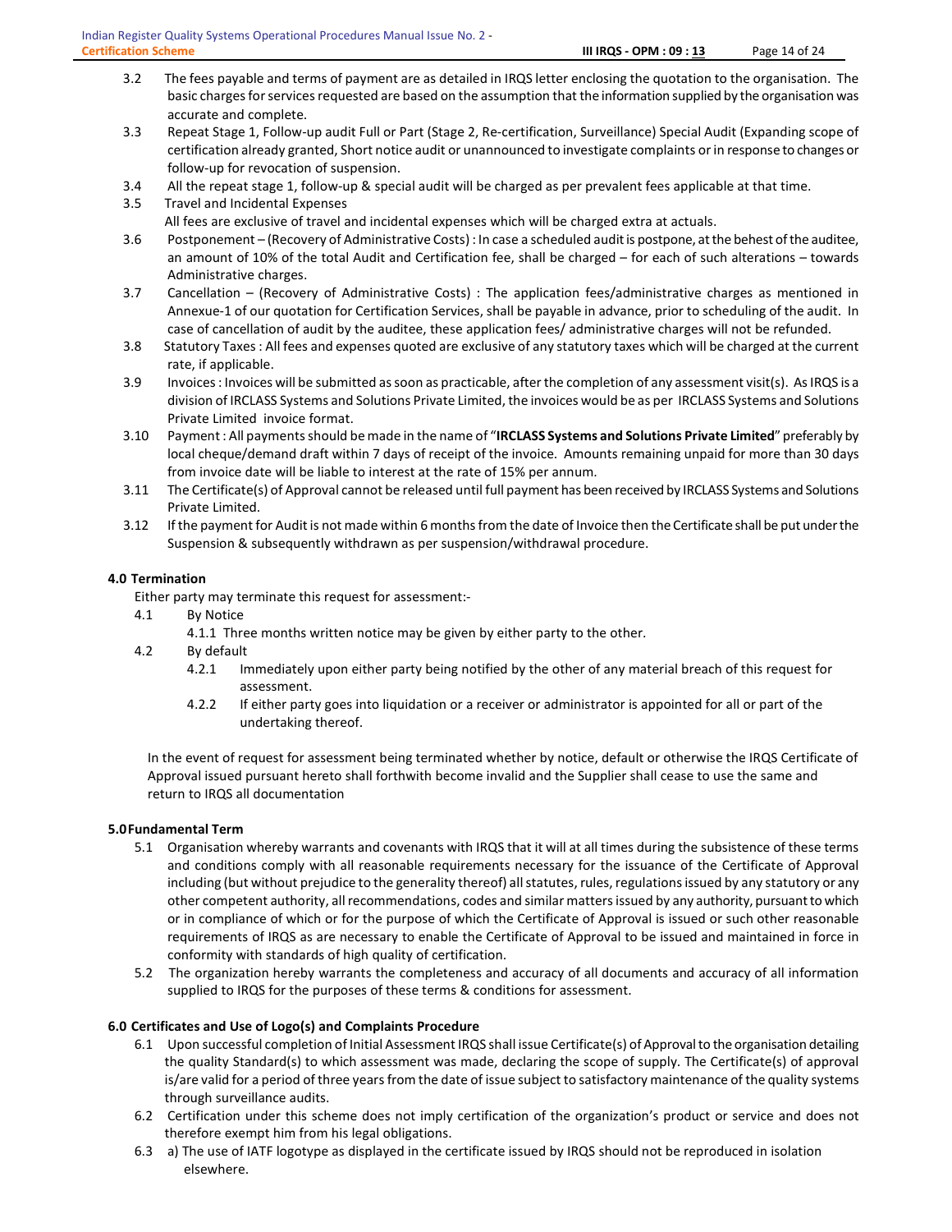3.2 The fees payable and terms of payment are as detailed in IRQS letter enclosing the quotation to the organisation. The basic charges for services requested are based on the assumption that the information supplied by the organisation was accurate and complete.

3.3 Repeat Stage 1, Follow-up audit Full or Part (Stage 2, Re-certification, Surveillance) Special Audit (Expanding scope of certification already granted, Short notice audit or unannounced to investigate complaints or in response to changes or follow-up for revocation of suspension.

3.4 All the repeat stage 1, follow-up & special audit will be charged as per prevalent fees applicable at that time.

3.5 Travel and Incidental Expenses

All fees are exclusive of travel and incidental expenses which will be charged extra at actuals.

3.6 Postponement – (Recovery of Administrative Costs) : In case a scheduled audit is postpone, at the behest of the auditee, an amount of 10% of the total Audit and Certification fee, shall be charged – for each of such alterations – towards Administrative charges.

3.7 Cancellation – (Recovery of Administrative Costs) : The application fees/administrative charges as mentioned in Annexue-1 of our quotation for Certification Services, shall be payable in advance, prior to scheduling of the audit. In case of cancellation of audit by the auditee, these application fees/ administrative charges will not be refunded.

3.8 Statutory Taxes : All fees and expenses quoted are exclusive of any statutory taxes which will be charged at the current rate, if applicable.

3.9 Invoices : Invoices will be submitted as soon as practicable, after the completion of any assessment visit(s). As IRQS is a division of IRCLASS Systems and Solutions Private Limited, the invoices would be as per IRCLASS Systems and Solutions Private Limited invoice format.

3.10 Payment : All payments should be made in the name of "**IRCLASS Systems and Solutions Private Limited**" preferably by local cheque/demand draft within 7 days of receipt of the invoice. Amounts remaining unpaid for more than 30 days from invoice date will be liable to interest at the rate of 15% per annum.

3.11 The Certificate(s) of Approval cannot be released until full payment has been received by IRCLASS Systems and Solutions Private Limited.

3.12 If the payment for Audit is not made within 6 months from the date of Invoice then the Certificate shall be put under the Suspension & subsequently withdrawn as per suspension/withdrawal procedure.

### 4.0 Termination

Either party may terminate this request for assessment:-

4.1 By Notice

4.1.1 Three months written notice may be given by either party to the other.

4.2 By default

4.2.1 Immediately upon either party being notified by the other of any material breach of this request for assessment.

4.2.2 If either party goes into liquidation or a receiver or administrator is appointed for all or part of the undertaking thereof.

In the event of request for assessment being terminated whether by notice, default or otherwise the IRQS Certificate of Approval issued pursuant hereto shall forthwith become invalid and the Supplier shall cease to use the same and return to IRQS all documentation

### 5.0 Fundamental Term

5.1 Organisation whereby warrants and covenants with IRQS that it will at all times during the subsistence of these terms and conditions comply with all reasonable requirements necessary for the issuance of the Certificate of Approval including (but without prejudice to the generality thereof) all statutes, rules, regulations issued by any statutory or any other competent authority, all recommendations, codes and similar matters issued by any authority, pursuant to which or in compliance of which or for the purpose of which the Certificate of Approval is issued or such other reasonable requirements of IRQS as are necessary to enable the Certificate of Approval to be issued and maintained in force in conformity with standards of high quality of certification.

5.2 The organization hereby warrants the completeness and accuracy of all documents and accuracy of all information supplied to IRQS for the purposes of these terms & conditions for assessment.

### 6.0 Certificates and Use of Logo(s) and Complaints Procedure

6.1 Upon successful completion of Initial Assessment IRQS shall issue Certificate(s) of Approval to the organisation detailing the quality Standard(s) to which assessment was made, declaring the scope of supply. The Certificate(s) of approval is/are valid for a period of three years from the date of issue subject to satisfactory maintenance of the quality systems through surveillance audits.

6.2 Certification under this scheme does not imply certification of the organization's product or service and does not therefore exempt him from his legal obligations.

6.3 a) The use of IATF logotype as displayed in the certificate issued by IRQS should not be reproduced in isolation elsewhere.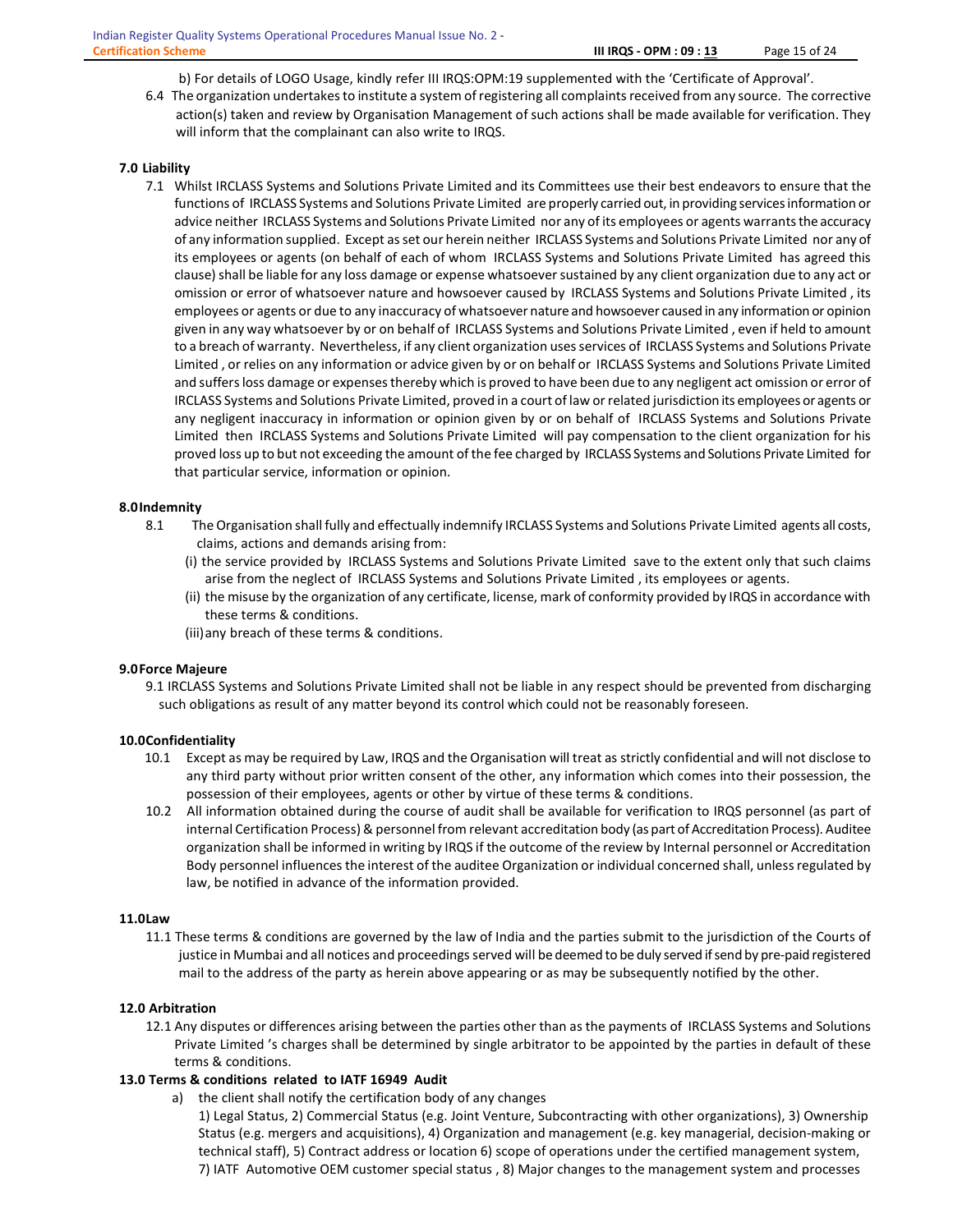b) For details of LOGO Usage, kindly refer III IRQS:OPM:19 supplemented with the 'Certificate of Approval'.

6.4 The organization undertakes to institute a system of registering all complaints received from any source. The corrective action(s) taken and review by Organisation Management of such actions shall be made available for verification. They will inform that the complainant can also write to IRQS.

### 7.0 Liability

7.1 Whilst IRCLASS Systems and Solutions Private Limited and its Committees use their best endeavors to ensure that the functions of IRCLASS Systems and Solutions Private Limited are properly carried out, in providing services information or advice neither IRCLASS Systems and Solutions Private Limited nor any of its employees or agents warrants the accuracy of any information supplied. Except as set our herein neither IRCLASS Systems and Solutions Private Limited nor any of its employees or agents (on behalf of each of whom IRCLASS Systems and Solutions Private Limited has agreed this clause) shall be liable for any loss damage or expense whatsoever sustained by any client organization due to any act or omission or error of whatsoever nature and howsoever caused by IRCLASS Systems and Solutions Private Limited , its employees or agents or due to any inaccuracy of whatsoever nature and howsoever caused in any information or opinion given in any way whatsoever by or on behalf of IRCLASS Systems and Solutions Private Limited , even if held to amount to a breach of warranty. Nevertheless, if any client organization uses services of IRCLASS Systems and Solutions Private Limited , or relies on any information or advice given by or on behalf or IRCLASS Systems and Solutions Private Limited and suffers loss damage or expenses thereby which is proved to have been due to any negligent act omission or error of IRCLASS Systems and Solutions Private Limited, proved in a court of law or related jurisdiction its employees or agents or any negligent inaccuracy in information or opinion given by or on behalf of IRCLASS Systems and Solutions Private Limited then IRCLASS Systems and Solutions Private Limited will pay compensation to the client organization for his proved loss up to but not exceeding the amount of the fee charged by IRCLASS Systems and Solutions Private Limited for that particular service, information or opinion.

### 8.0 Indemnity

8.1 The Organisation shall fully and effectually indemnify IRCLASS Systems and Solutions Private Limited agents all costs, claims, actions and demands arising from:

(i) the service provided by IRCLASS Systems and Solutions Private Limited save to the extent only that such claims arise from the neglect of IRCLASS Systems and Solutions Private Limited , its employees or agents.

(ii) the misuse by the organization of any certificate, license, mark of conformity provided by IRQS in accordance with these terms & conditions.

(iii) any breach of these terms & conditions.

### 9.0 Force Majeure

9.1 IRCLASS Systems and Solutions Private Limited shall not be liable in any respect should be prevented from discharging such obligations as result of any matter beyond its control which could not be reasonably foreseen.

### 10.0 Confidentiality

10.1 Except as may be required by Law, IRQS and the Organisation will treat as strictly confidential and will not disclose to any third party without prior written consent of the other, any information which comes into their possession, the possession of their employees, agents or other by virtue of these terms & conditions.

10.2 All information obtained during the course of audit shall be available for verification to IRQS personnel (as part of internal Certification Process) & personnel from relevant accreditation body (as part of Accreditation Process). Auditee organization shall be informed in writing by IRQS if the outcome of the review by Internal personnel or Accreditation Body personnel influences the interest of the auditee Organization or individual concerned shall, unless regulated by law, be notified in advance of the information provided.

### 11.0 Law

11.1 These terms & conditions are governed by the law of India and the parties submit to the jurisdiction of the Courts of justice in Mumbai and all notices and proceedings served will be deemed to be duly served if send by pre-paid registered mail to the address of the party as herein above appearing or as may be subsequently notified by the other.

### 12.0 Arbitration

12.1 Any disputes or differences arising between the parties other than as the payments of IRCLASS Systems and Solutions Private Limited 's charges shall be determined by single arbitrator to be appointed by the parties in default of these terms & conditions.

### 13.0 Terms & conditions related to IATF 16949 Audit

a) the client shall notify the certification body of any changes

1) Legal Status, 2) Commercial Status (e.g. Joint Venture, Subcontracting with other organizations), 3) Ownership Status (e.g. mergers and acquisitions), 4) Organization and management (e.g. key managerial, decision-making or technical staff), 5) Contract address or location 6) scope of operations under the certified management system, 7) IATF Automotive OEM customer special status , 8) Major changes to the management system and processes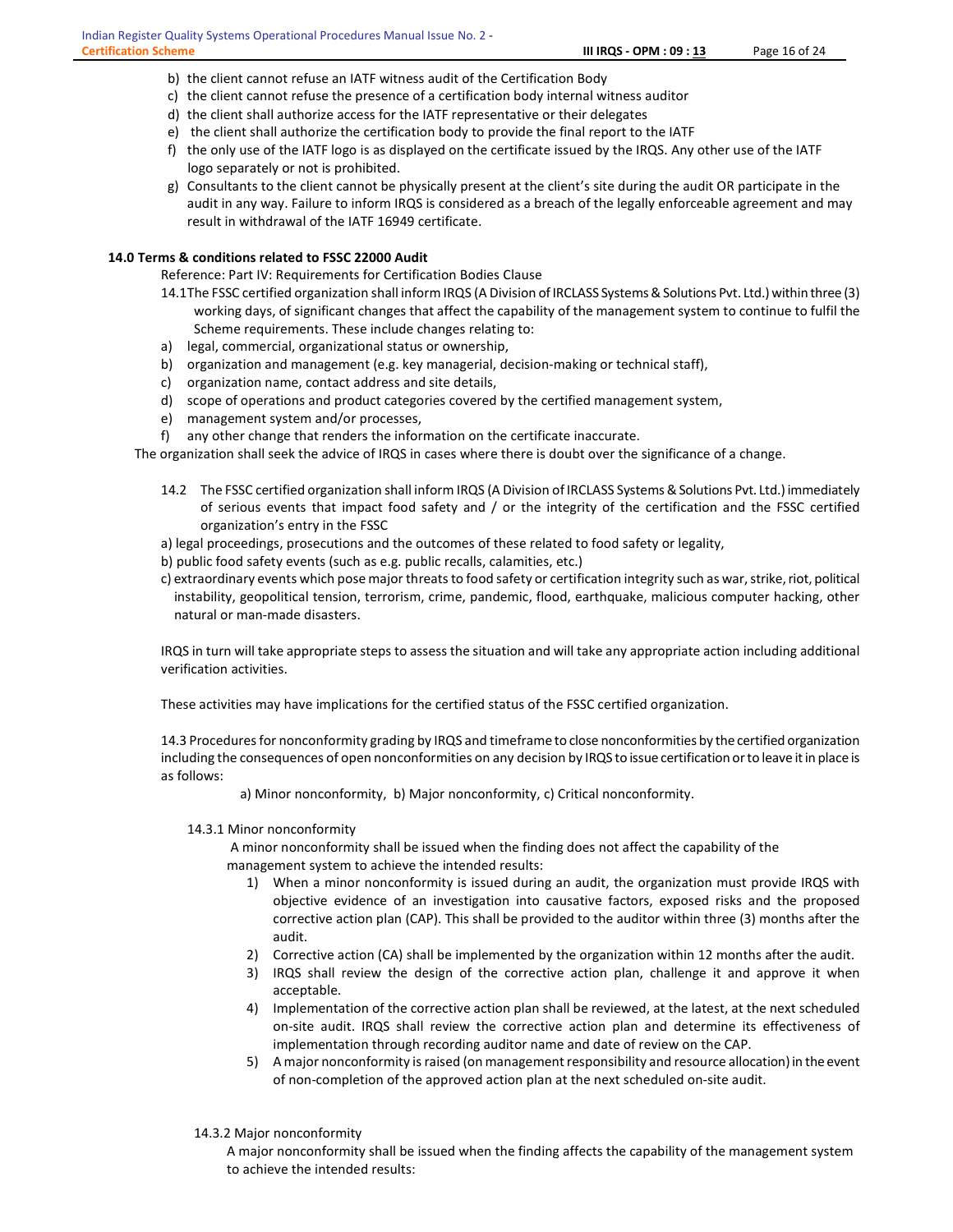b) the client cannot refuse an IATF witness audit of the Certification Body
c) the client cannot refuse the presence of a certification body internal witness auditor
d) the client shall authorize access for the IATF representative or their delegates
e) the client shall authorize the certification body to provide the final report to the IATF
f) the only use of the IATF logo is as displayed on the certificate issued by the IRQS. Any other use of the IATF logo separately or not is prohibited.
g) Consultants to the client cannot be physically present at the client's site during the audit OR participate in the audit in any way. Failure to inform IRQS is considered as a breach of the legally enforceable agreement and may result in withdrawal of the IATF 16949 certificate.

## 14.0 Terms & conditions related to FSSC 22000 Audit

Reference: Part IV: Requirements for Certification Bodies Clause

14.1 The FSSC certified organization shall inform IRQS (A Division of IRCLASS Systems & Solutions Pvt. Ltd.) within three (3) working days, of significant changes that affect the capability of the management system to continue to fulfil the Scheme requirements. These include changes relating to:

a) legal, commercial, organizational status or ownership,
b) organization and management (e.g. key managerial, decision-making or technical staff),
c) organization name, contact address and site details,
d) scope of operations and product categories covered by the certified management system,
e) management system and/or processes,
f) any other change that renders the information on the certificate inaccurate.

The organization shall seek the advice of IRQS in cases where there is doubt over the significance of a change.

14.2 The FSSC certified organization shall inform IRQS (A Division of IRCLASS Systems & Solutions Pvt. Ltd.) immediately of serious events that impact food safety and / or the integrity of the certification and the FSSC certified organization's entry in the FSSC

a) legal proceedings, prosecutions and the outcomes of these related to food safety or legality,
b) public food safety events (such as e.g. public recalls, calamities, etc.)
c) extraordinary events which pose major threats to food safety or certification integrity such as war, strike, riot, political instability, geopolitical tension, terrorism, crime, pandemic, flood, earthquake, malicious computer hacking, other natural or man-made disasters.

IRQS in turn will take appropriate steps to assess the situation and will take any appropriate action including additional verification activities.

These activities may have implications for the certified status of the FSSC certified organization.

14.3 Procedures for nonconformity grading by IRQS and timeframe to close nonconformities by the certified organization including the consequences of open nonconformities on any decision by IRQS to issue certification or to leave it in place is as follows:

a) Minor nonconformity, b) Major nonconformity, c) Critical nonconformity.

14.3.1 Minor nonconformity

A minor nonconformity shall be issued when the finding does not affect the capability of the management system to achieve the intended results:

1) When a minor nonconformity is issued during an audit, the organization must provide IRQS with objective evidence of an investigation into causative factors, exposed risks and the proposed corrective action plan (CAP). This shall be provided to the auditor within three (3) months after the audit.
2) Corrective action (CA) shall be implemented by the organization within 12 months after the audit.
3) IRQS shall review the design of the corrective action plan, challenge it and approve it when acceptable.
4) Implementation of the corrective action plan shall be reviewed, at the latest, at the next scheduled on-site audit. IRQS shall review the corrective action plan and determine its effectiveness of implementation through recording auditor name and date of review on the CAP.
5) A major nonconformity is raised (on management responsibility and resource allocation) in the event of non-completion of the approved action plan at the next scheduled on-site audit.

14.3.2 Major nonconformity

A major nonconformity shall be issued when the finding affects the capability of the management system to achieve the intended results: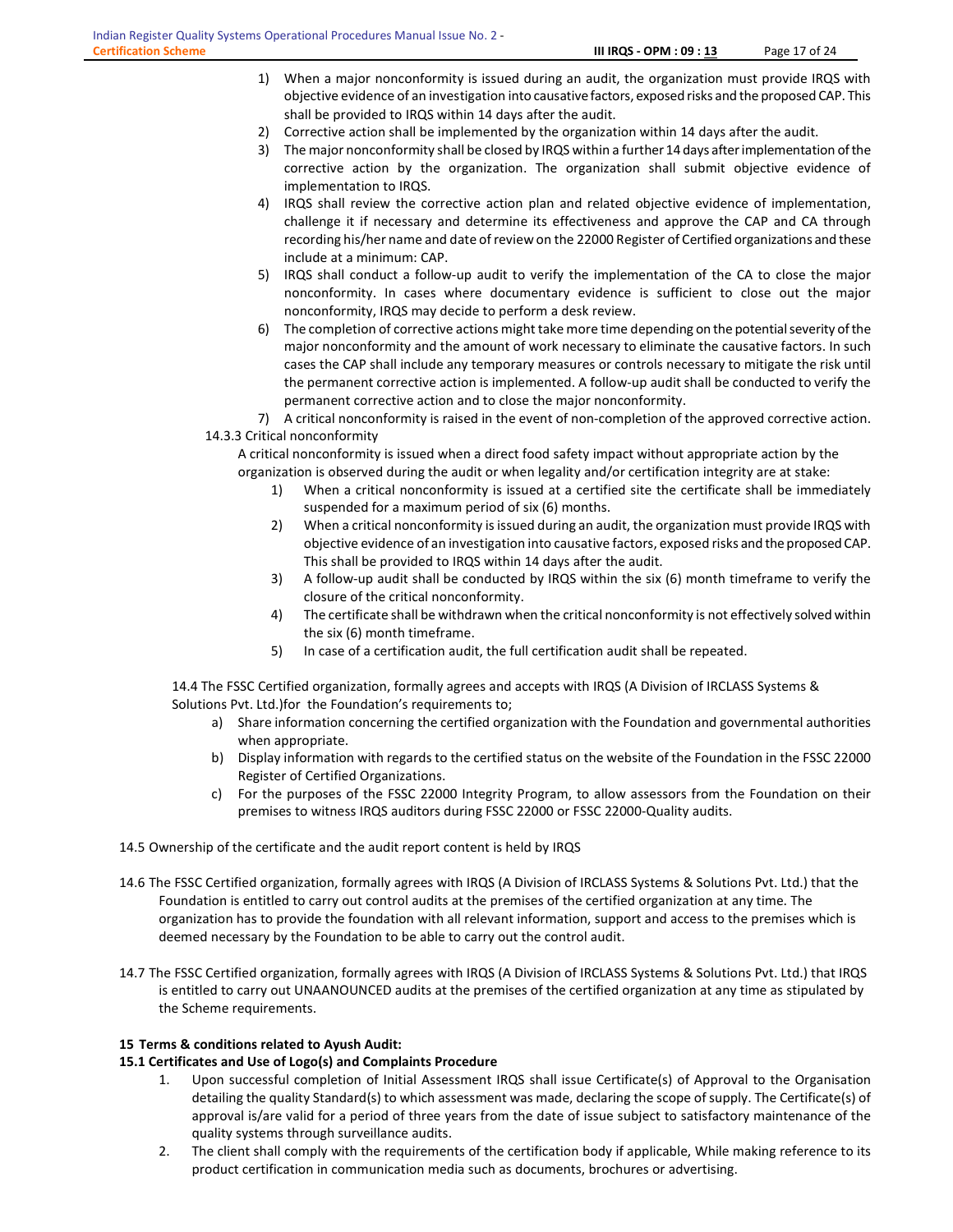1) When a major nonconformity is issued during an audit, the organization must provide IRQS with objective evidence of an investigation into causative factors, exposed risks and the proposed CAP. This shall be provided to IRQS within 14 days after the audit.
2) Corrective action shall be implemented by the organization within 14 days after the audit.
3) The major nonconformity shall be closed by IRQS within a further 14 days after implementation of the corrective action by the organization. The organization shall submit objective evidence of implementation to IRQS.
4) IRQS shall review the corrective action plan and related objective evidence of implementation, challenge it if necessary and determine its effectiveness and approve the CAP and CA through recording his/her name and date of review on the 22000 Register of Certified organizations and these include at a minimum: CAP.
5) IRQS shall conduct a follow-up audit to verify the implementation of the CA to close the major nonconformity. In cases where documentary evidence is sufficient to close out the major nonconformity, IRQS may decide to perform a desk review.
6) The completion of corrective actions might take more time depending on the potential severity of the major nonconformity and the amount of work necessary to eliminate the causative factors. In such cases the CAP shall include any temporary measures or controls necessary to mitigate the risk until the permanent corrective action is implemented. A follow-up audit shall be conducted to verify the permanent corrective action and to close the major nonconformity.
7) A critical nonconformity is raised in the event of non-completion of the approved corrective action.

14.3.3 Critical nonconformity

A critical nonconformity is issued when a direct food safety impact without appropriate action by the organization is observed during the audit or when legality and/or certification integrity are at stake:

1) When a critical nonconformity is issued at a certified site the certificate shall be immediately suspended for a maximum period of six (6) months.
2) When a critical nonconformity is issued during an audit, the organization must provide IRQS with objective evidence of an investigation into causative factors, exposed risks and the proposed CAP. This shall be provided to IRQS within 14 days after the audit.
3) A follow-up audit shall be conducted by IRQS within the six (6) month timeframe to verify the closure of the critical nonconformity.
4) The certificate shall be withdrawn when the critical nonconformity is not effectively solved within the six (6) month timeframe.
5) In case of a certification audit, the full certification audit shall be repeated.

14.4 The FSSC Certified organization, formally agrees and accepts with IRQS (A Division of IRCLASS Systems & Solutions Pvt. Ltd.)for the Foundation's requirements to;

a) Share information concerning the certified organization with the Foundation and governmental authorities when appropriate.
b) Display information with regards to the certified status on the website of the Foundation in the FSSC 22000 Register of Certified Organizations.
c) For the purposes of the FSSC 22000 Integrity Program, to allow assessors from the Foundation on their premises to witness IRQS auditors during FSSC 22000 or FSSC 22000-Quality audits.

14.5 Ownership of the certificate and the audit report content is held by IRQS

14.6 The FSSC Certified organization, formally agrees with IRQS (A Division of IRCLASS Systems & Solutions Pvt. Ltd.) that the Foundation is entitled to carry out control audits at the premises of the certified organization at any time. The organization has to provide the foundation with all relevant information, support and access to the premises which is deemed necessary by the Foundation to be able to carry out the control audit.

14.7 The FSSC Certified organization, formally agrees with IRQS (A Division of IRCLASS Systems & Solutions Pvt. Ltd.) that IRQS is entitled to carry out UNAANOUNCED audits at the premises of the certified organization at any time as stipulated by the Scheme requirements.

## 15 Terms & conditions related to Ayush Audit:

### 15.1 Certificates and Use of Logo(s) and Complaints Procedure

1. Upon successful completion of Initial Assessment IRQS shall issue Certificate(s) of Approval to the Organisation detailing the quality Standard(s) to which assessment was made, declaring the scope of supply. The Certificate(s) of approval is/are valid for a period of three years from the date of issue subject to satisfactory maintenance of the quality systems through surveillance audits.
2. The client shall comply with the requirements of the certification body if applicable, While making reference to its product certification in communication media such as documents, brochures or advertising.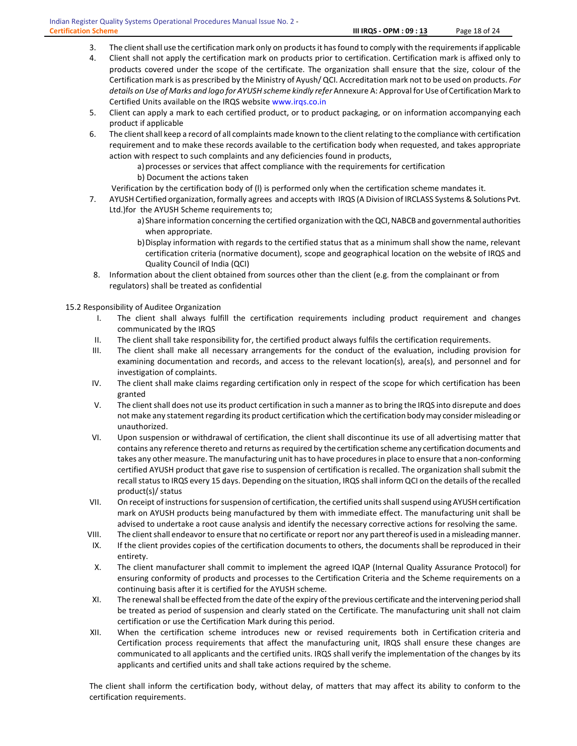3. The client shall use the certification mark only on products it has found to comply with the requirements if applicable
4. Client shall not apply the certification mark on products prior to certification. Certification mark is affixed only to products covered under the scope of the certificate. The organization shall ensure that the size, colour of the Certification mark is as prescribed by the Ministry of Ayush/ QCI. Accreditation mark not to be used on products. *For details on Use of Marks and logo for AYUSH scheme kindly refer* Annexure A: Approval for Use of Certification Mark to Certified Units available on the IRQS website www.irqs.co.in
5. Client can apply a mark to each certified product, or to product packaging, or on information accompanying each product if applicable
6. The client shall keep a record of all complaints made known to the client relating to the compliance with certification requirement and to make these records available to the certification body when requested, and takes appropriate action with respect to such complaints and any deficiencies found in products,
   a) processes or services that affect compliance with the requirements for certification
   b) Document the actions taken

   Verification by the certification body of (l) is performed only when the certification scheme mandates it.
7. AYUSH Certified organization, formally agrees and accepts with IRQS (A Division of IRCLASS Systems & Solutions Pvt. Ltd.)for the AYUSH Scheme requirements to;
   a) Share information concerning the certified organization with the QCI, NABCB and governmental authorities when appropriate.
   b) Display information with regards to the certified status that as a minimum shall show the name, relevant certification criteria (normative document), scope and geographical location on the website of IRQS and Quality Council of India (QCI)
8. Information about the client obtained from sources other than the client (e.g. from the complainant or from regulators) shall be treated as confidential

15.2 Responsibility of Auditee Organization

I. The client shall always fulfill the certification requirements including product requirement and changes communicated by the IRQS
II. The client shall take responsibility for, the certified product always fulfils the certification requirements.
III. The client shall make all necessary arrangements for the conduct of the evaluation, including provision for examining documentation and records, and access to the relevant location(s), area(s), and personnel and for investigation of complaints.
IV. The client shall make claims regarding certification only in respect of the scope for which certification has been granted
V. The client shall does not use its product certification in such a manner as to bring the IRQS into disrepute and does not make any statement regarding its product certification which the certification body may consider misleading or unauthorized.
VI. Upon suspension or withdrawal of certification, the client shall discontinue its use of all advertising matter that contains any reference thereto and returns as required by the certification scheme any certification documents and takes any other measure. The manufacturing unit has to have procedures in place to ensure that a non-conforming certified AYUSH product that gave rise to suspension of certification is recalled. The organization shall submit the recall status to IRQS every 15 days. Depending on the situation, IRQS shall inform QCI on the details of the recalled product(s)/ status
VII. On receipt of instructions for suspension of certification, the certified units shall suspend using AYUSH certification mark on AYUSH products being manufactured by them with immediate effect. The manufacturing unit shall be advised to undertake a root cause analysis and identify the necessary corrective actions for resolving the same.
VIII. The client shall endeavor to ensure that no certificate or report nor any part thereof is used in a misleading manner.
IX. If the client provides copies of the certification documents to others, the documents shall be reproduced in their entirety.
X. The client manufacturer shall commit to implement the agreed IQAP (Internal Quality Assurance Protocol) for ensuring conformity of products and processes to the Certification Criteria and the Scheme requirements on a continuing basis after it is certified for the AYUSH scheme.
XI. The renewal shall be effected from the date of the expiry of the previous certificate and the intervening period shall be treated as period of suspension and clearly stated on the Certificate. The manufacturing unit shall not claim certification or use the Certification Mark during this period.
XII. When the certification scheme introduces new or revised requirements both in Certification criteria and Certification process requirements that affect the manufacturing unit, IRQS shall ensure these changes are communicated to all applicants and the certified units. IRQS shall verify the implementation of the changes by its applicants and certified units and shall take actions required by the scheme.

The client shall inform the certification body, without delay, of matters that may affect its ability to conform to the certification requirements.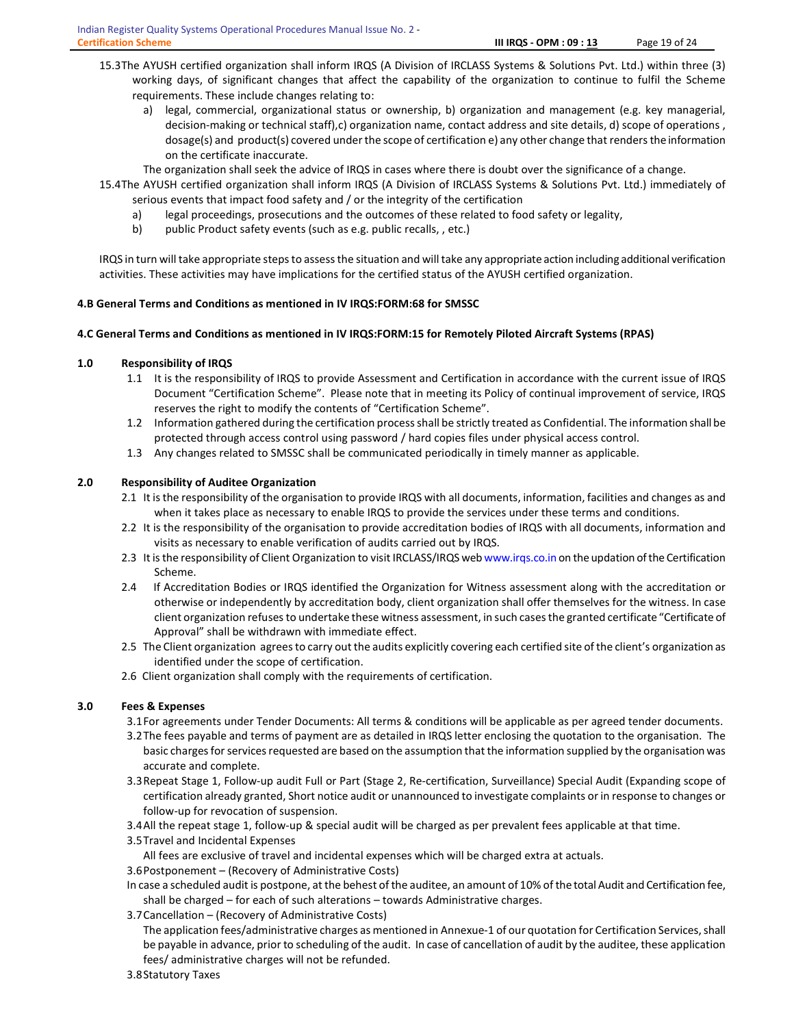15.3 The AYUSH certified organization shall inform IRQS (A Division of IRCLASS Systems & Solutions Pvt. Ltd.) within three (3) working days, of significant changes that affect the capability of the organization to continue to fulfil the Scheme requirements. These include changes relating to:

a) legal, commercial, organizational status or ownership, b) organization and management (e.g. key managerial, decision-making or technical staff),c) organization name, contact address and site details, d) scope of operations , dosage(s) and product(s) covered under the scope of certification e) any other change that renders the information on the certificate inaccurate.

The organization shall seek the advice of IRQS in cases where there is doubt over the significance of a change.

15.4 The AYUSH certified organization shall inform IRQS (A Division of IRCLASS Systems & Solutions Pvt. Ltd.) immediately of serious events that impact food safety and / or the integrity of the certification

a) legal proceedings, prosecutions and the outcomes of these related to food safety or legality,
b) public Product safety events (such as e.g. public recalls, , etc.)

IRQS in turn will take appropriate steps to assess the situation and will take any appropriate action including additional verification activities. These activities may have implications for the certified status of the AYUSH certified organization.

**4.B General Terms and Conditions as mentioned in IV IRQS:FORM:68 for SMSSC**

**4.C General Terms and Conditions as mentioned in IV IRQS:FORM:15 for Remotely Piloted Aircraft Systems (RPAS)**

**1.0 Responsibility of IRQS**

1.1 It is the responsibility of IRQS to provide Assessment and Certification in accordance with the current issue of IRQS Document "Certification Scheme". Please note that in meeting its Policy of continual improvement of service, IRQS reserves the right to modify the contents of "Certification Scheme".

1.2 Information gathered during the certification process shall be strictly treated as Confidential. The information shall be protected through access control using password / hard copies files under physical access control.

1.3 Any changes related to SMSSC shall be communicated periodically in timely manner as applicable.

**2.0 Responsibility of Auditee Organization**

2.1 It is the responsibility of the organisation to provide IRQS with all documents, information, facilities and changes as and when it takes place as necessary to enable IRQS to provide the services under these terms and conditions.

2.2 It is the responsibility of the organisation to provide accreditation bodies of IRQS with all documents, information and visits as necessary to enable verification of audits carried out by IRQS.

2.3 It is the responsibility of Client Organization to visit IRCLASS/IRQS web www.irqs.co.in on the updation of the Certification Scheme.

2.4 If Accreditation Bodies or IRQS identified the Organization for Witness assessment along with the accreditation or otherwise or independently by accreditation body, client organization shall offer themselves for the witness. In case client organization refuses to undertake these witness assessment, in such cases the granted certificate "Certificate of Approval" shall be withdrawn with immediate effect.

2.5 The Client organization agrees to carry out the audits explicitly covering each certified site of the client's organization as identified under the scope of certification.

2.6 Client organization shall comply with the requirements of certification.

**3.0 Fees & Expenses**

3.1 For agreements under Tender Documents: All terms & conditions will be applicable as per agreed tender documents.

3.2 The fees payable and terms of payment are as detailed in IRQS letter enclosing the quotation to the organisation. The basic charges for services requested are based on the assumption that the information supplied by the organisation was accurate and complete.

3.3 Repeat Stage 1, Follow-up audit Full or Part (Stage 2, Re-certification, Surveillance) Special Audit (Expanding scope of certification already granted, Short notice audit or unannounced to investigate complaints or in response to changes or follow-up for revocation of suspension.

3.4 All the repeat stage 1, follow-up & special audit will be charged as per prevalent fees applicable at that time.

3.5 Travel and Incidental Expenses

All fees are exclusive of travel and incidental expenses which will be charged extra at actuals.

3.6 Postponement – (Recovery of Administrative Costs)

In case a scheduled audit is postpone, at the behest of the auditee, an amount of 10% of the total Audit and Certification fee, shall be charged – for each of such alterations – towards Administrative charges.

3.7 Cancellation – (Recovery of Administrative Costs)

The application fees/administrative charges as mentioned in Annexue-1 of our quotation for Certification Services, shall be payable in advance, prior to scheduling of the audit. In case of cancellation of audit by the auditee, these application fees/ administrative charges will not be refunded.

3.8 Statutory Taxes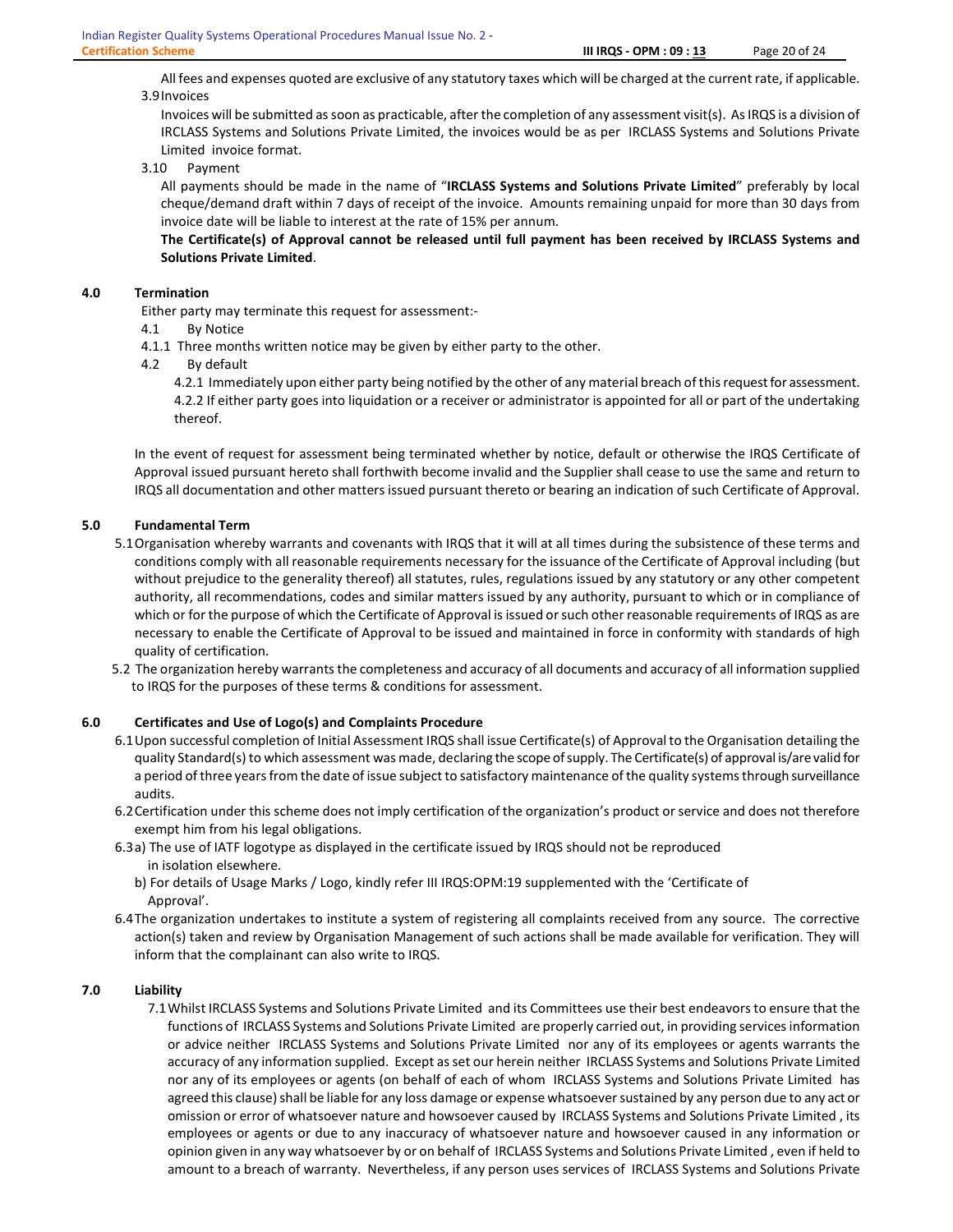All fees and expenses quoted are exclusive of any statutory taxes which will be charged at the current rate, if applicable.

3.9 Invoices

Invoices will be submitted as soon as practicable, after the completion of any assessment visit(s). As IRQS is a division of IRCLASS Systems and Solutions Private Limited, the invoices would be as per IRCLASS Systems and Solutions Private Limited invoice format.

3.10 Payment

All payments should be made in the name of "**IRCLASS Systems and Solutions Private Limited**" preferably by local cheque/demand draft within 7 days of receipt of the invoice. Amounts remaining unpaid for more than 30 days from invoice date will be liable to interest at the rate of 15% per annum.

**The Certificate(s) of Approval cannot be released until full payment has been received by IRCLASS Systems and Solutions Private Limited**.

## 4.0 Termination

Either party may terminate this request for assessment:-

4.1 By Notice

4.1.1 Three months written notice may be given by either party to the other.

4.2 By default

4.2.1 Immediately upon either party being notified by the other of any material breach of this request for assessment.

4.2.2 If either party goes into liquidation or a receiver or administrator is appointed for all or part of the undertaking thereof.

In the event of request for assessment being terminated whether by notice, default or otherwise the IRQS Certificate of Approval issued pursuant hereto shall forthwith become invalid and the Supplier shall cease to use the same and return to IRQS all documentation and other matters issued pursuant thereto or bearing an indication of such Certificate of Approval.

## 5.0 Fundamental Term

5.1 Organisation whereby warrants and covenants with IRQS that it will at all times during the subsistence of these terms and conditions comply with all reasonable requirements necessary for the issuance of the Certificate of Approval including (but without prejudice to the generality thereof) all statutes, rules, regulations issued by any statutory or any other competent authority, all recommendations, codes and similar matters issued by any authority, pursuant to which or in compliance of which or for the purpose of which the Certificate of Approval is issued or such other reasonable requirements of IRQS as are necessary to enable the Certificate of Approval to be issued and maintained in force in conformity with standards of high quality of certification.

5.2 The organization hereby warrants the completeness and accuracy of all documents and accuracy of all information supplied to IRQS for the purposes of these terms & conditions for assessment.

## 6.0 Certificates and Use of Logo(s) and Complaints Procedure

6.1 Upon successful completion of Initial Assessment IRQS shall issue Certificate(s) of Approval to the Organisation detailing the quality Standard(s) to which assessment was made, declaring the scope of supply. The Certificate(s) of approval is/are valid for a period of three years from the date of issue subject to satisfactory maintenance of the quality systems through surveillance audits.

6.2 Certification under this scheme does not imply certification of the organization's product or service and does not therefore exempt him from his legal obligations.

6.3 a) The use of IATF logotype as displayed in the certificate issued by IRQS should not be reproduced in isolation elsewhere.

b) For details of Usage Marks / Logo, kindly refer III IRQS:OPM:19 supplemented with the 'Certificate of Approval'.

6.4 The organization undertakes to institute a system of registering all complaints received from any source. The corrective action(s) taken and review by Organisation Management of such actions shall be made available for verification. They will inform that the complainant can also write to IRQS.

## 7.0 Liability

7.1 Whilst IRCLASS Systems and Solutions Private Limited and its Committees use their best endeavors to ensure that the functions of IRCLASS Systems and Solutions Private Limited are properly carried out, in providing services information or advice neither IRCLASS Systems and Solutions Private Limited nor any of its employees or agents warrants the accuracy of any information supplied. Except as set our herein neither IRCLASS Systems and Solutions Private Limited nor any of its employees or agents (on behalf of each of whom IRCLASS Systems and Solutions Private Limited has agreed this clause) shall be liable for any loss damage or expense whatsoever sustained by any person due to any act or omission or error of whatsoever nature and howsoever caused by IRCLASS Systems and Solutions Private Limited , its employees or agents or due to any inaccuracy of whatsoever nature and howsoever caused in any information or opinion given in any way whatsoever by or on behalf of IRCLASS Systems and Solutions Private Limited , even if held to amount to a breach of warranty. Nevertheless, if any person uses services of IRCLASS Systems and Solutions Private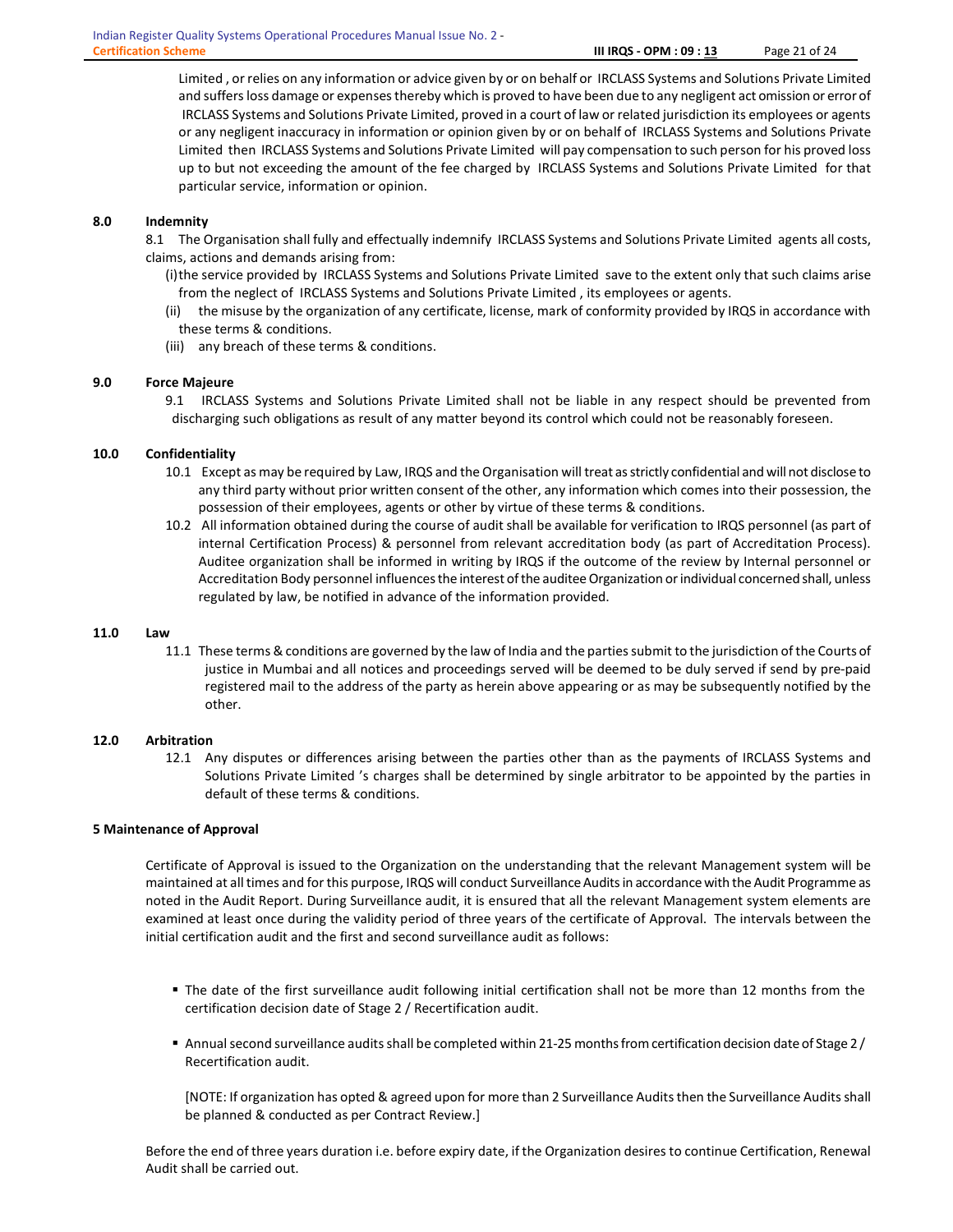Limited , or relies on any information or advice given by or on behalf or IRCLASS Systems and Solutions Private Limited and suffers loss damage or expenses thereby which is proved to have been due to any negligent act omission or error of IRCLASS Systems and Solutions Private Limited, proved in a court of law or related jurisdiction its employees or agents or any negligent inaccuracy in information or opinion given by or on behalf of IRCLASS Systems and Solutions Private Limited then IRCLASS Systems and Solutions Private Limited will pay compensation to such person for his proved loss up to but not exceeding the amount of the fee charged by IRCLASS Systems and Solutions Private Limited for that particular service, information or opinion.

**8.0 Indemnity**

8.1 The Organisation shall fully and effectually indemnify IRCLASS Systems and Solutions Private Limited agents all costs, claims, actions and demands arising from:

(i) the service provided by IRCLASS Systems and Solutions Private Limited save to the extent only that such claims arise from the neglect of IRCLASS Systems and Solutions Private Limited , its employees or agents.

(ii) the misuse by the organization of any certificate, license, mark of conformity provided by IRQS in accordance with these terms & conditions.

(iii) any breach of these terms & conditions.

**9.0 Force Majeure**

9.1 IRCLASS Systems and Solutions Private Limited shall not be liable in any respect should be prevented from discharging such obligations as result of any matter beyond its control which could not be reasonably foreseen.

**10.0 Confidentiality**

10.1 Except as may be required by Law, IRQS and the Organisation will treat as strictly confidential and will not disclose to any third party without prior written consent of the other, any information which comes into their possession, the possession of their employees, agents or other by virtue of these terms & conditions.

10.2 All information obtained during the course of audit shall be available for verification to IRQS personnel (as part of internal Certification Process) & personnel from relevant accreditation body (as part of Accreditation Process). Auditee organization shall be informed in writing by IRQS if the outcome of the review by Internal personnel or Accreditation Body personnel influences the interest of the auditee Organization or individual concerned shall, unless regulated by law, be notified in advance of the information provided.

**11.0 Law**

11.1 These terms & conditions are governed by the law of India and the parties submit to the jurisdiction of the Courts of justice in Mumbai and all notices and proceedings served will be deemed to be duly served if send by pre-paid registered mail to the address of the party as herein above appearing or as may be subsequently notified by the other.

**12.0 Arbitration**

12.1 Any disputes or differences arising between the parties other than as the payments of IRCLASS Systems and Solutions Private Limited 's charges shall be determined by single arbitrator to be appointed by the parties in default of these terms & conditions.

## 5 Maintenance of Approval

Certificate of Approval is issued to the Organization on the understanding that the relevant Management system will be maintained at all times and for this purpose, IRQS will conduct Surveillance Audits in accordance with the Audit Programme as noted in the Audit Report. During Surveillance audit, it is ensured that all the relevant Management system elements are examined at least once during the validity period of three years of the certificate of Approval. The intervals between the initial certification audit and the first and second surveillance audit as follows:

- The date of the first surveillance audit following initial certification shall not be more than 12 months from the certification decision date of Stage 2 / Recertification audit.
- Annual second surveillance audits shall be completed within 21-25 months from certification decision date of Stage 2 / Recertification audit.

  [NOTE: If organization has opted & agreed upon for more than 2 Surveillance Audits then the Surveillance Audits shall be planned & conducted as per Contract Review.]

Before the end of three years duration i.e. before expiry date, if the Organization desires to continue Certification, Renewal Audit shall be carried out.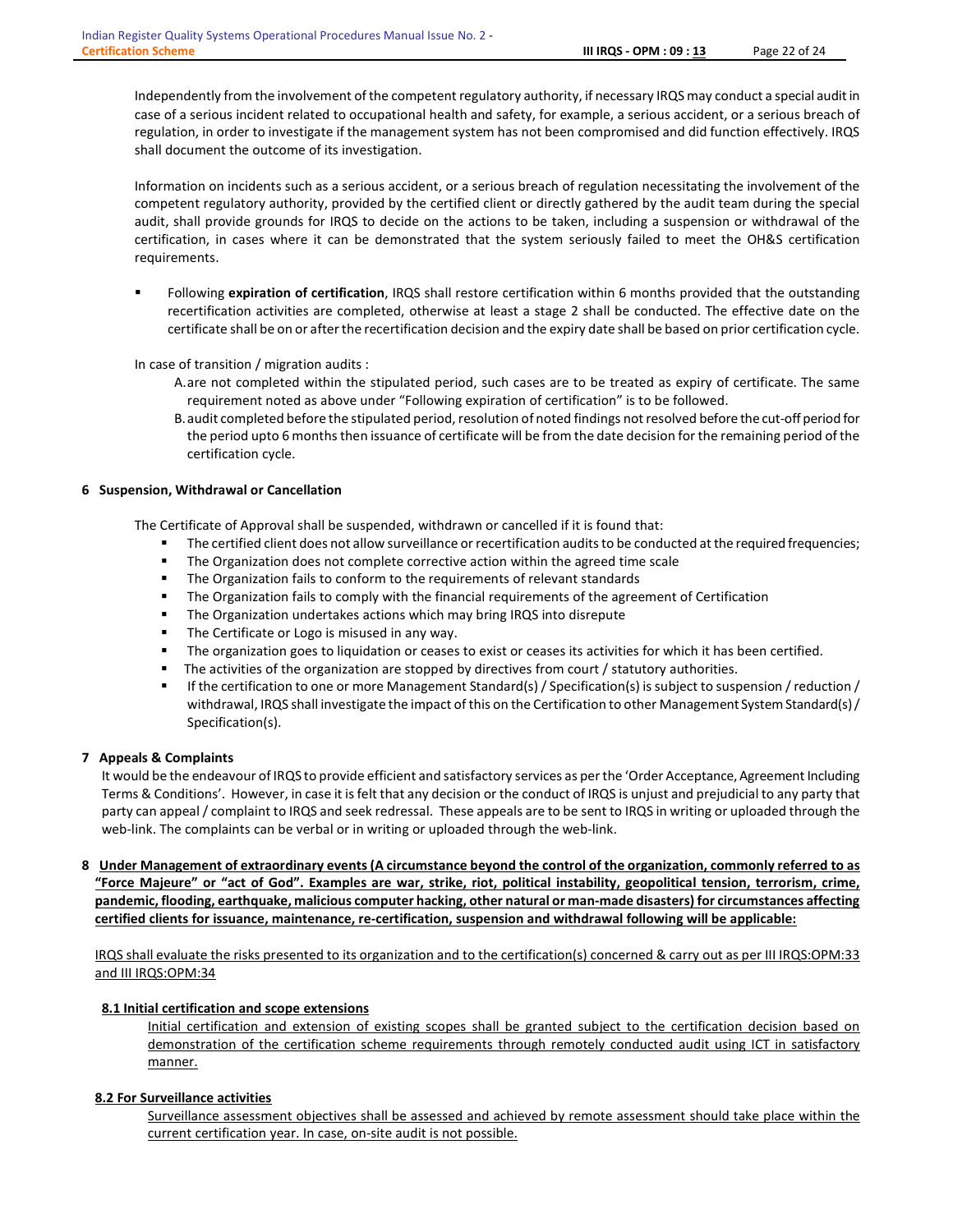Independently from the involvement of the competent regulatory authority, if necessary IRQS may conduct a special audit in case of a serious incident related to occupational health and safety, for example, a serious accident, or a serious breach of regulation, in order to investigate if the management system has not been compromised and did function effectively. IRQS shall document the outcome of its investigation.

Information on incidents such as a serious accident, or a serious breach of regulation necessitating the involvement of the competent regulatory authority, provided by the certified client or directly gathered by the audit team during the special audit, shall provide grounds for IRQS to decide on the actions to be taken, including a suspension or withdrawal of the certification, in cases where it can be demonstrated that the system seriously failed to meet the OH&S certification requirements.

- Following **expiration of certification**, IRQS shall restore certification within 6 months provided that the outstanding recertification activities are completed, otherwise at least a stage 2 shall be conducted. The effective date on the certificate shall be on or after the recertification decision and the expiry date shall be based on prior certification cycle.

In case of transition / migration audits :

A. are not completed within the stipulated period, such cases are to be treated as expiry of certificate. The same requirement noted as above under "Following expiration of certification" is to be followed.

B. audit completed before the stipulated period, resolution of noted findings not resolved before the cut-off period for the period upto 6 months then issuance of certificate will be from the date decision for the remaining period of the certification cycle.

## 6 Suspension, Withdrawal or Cancellation

The Certificate of Approval shall be suspended, withdrawn or cancelled if it is found that:

- The certified client does not allow surveillance or recertification audits to be conducted at the required frequencies;
- The Organization does not complete corrective action within the agreed time scale
- The Organization fails to conform to the requirements of relevant standards
- The Organization fails to comply with the financial requirements of the agreement of Certification
- The Organization undertakes actions which may bring IRQS into disrepute
- The Certificate or Logo is misused in any way.
- The organization goes to liquidation or ceases to exist or ceases its activities for which it has been certified.
- The activities of the organization are stopped by directives from court / statutory authorities.
- If the certification to one or more Management Standard(s) / Specification(s) is subject to suspension / reduction / withdrawal, IRQS shall investigate the impact of this on the Certification to other Management System Standard(s) / Specification(s).

## 7 Appeals & Complaints

It would be the endeavour of IRQS to provide efficient and satisfactory services as per the 'Order Acceptance, Agreement Including Terms & Conditions'. However, in case it is felt that any decision or the conduct of IRQS is unjust and prejudicial to any party that party can appeal / complaint to IRQS and seek redressal. These appeals are to be sent to IRQS in writing or uploaded through the web-link. The complaints can be verbal or in writing or uploaded through the web-link.

## 8 Under Management of extraordinary events (A circumstance beyond the control of the organization, commonly referred to as "Force Majeure" or "act of God". Examples are war, strike, riot, political instability, geopolitical tension, terrorism, crime, pandemic, flooding, earthquake, malicious computer hacking, other natural or man-made disasters) for circumstances affecting certified clients for issuance, maintenance, re-certification, suspension and withdrawal following will be applicable:

IRQS shall evaluate the risks presented to its organization and to the certification(s) concerned & carry out as per III IRQS:OPM:33 and III IRQS:OPM:34

### 8.1 Initial certification and scope extensions

Initial certification and extension of existing scopes shall be granted subject to the certification decision based on demonstration of the certification scheme requirements through remotely conducted audit using ICT in satisfactory manner.

### 8.2 For Surveillance activities

Surveillance assessment objectives shall be assessed and achieved by remote assessment should take place within the current certification year. In case, on-site audit is not possible.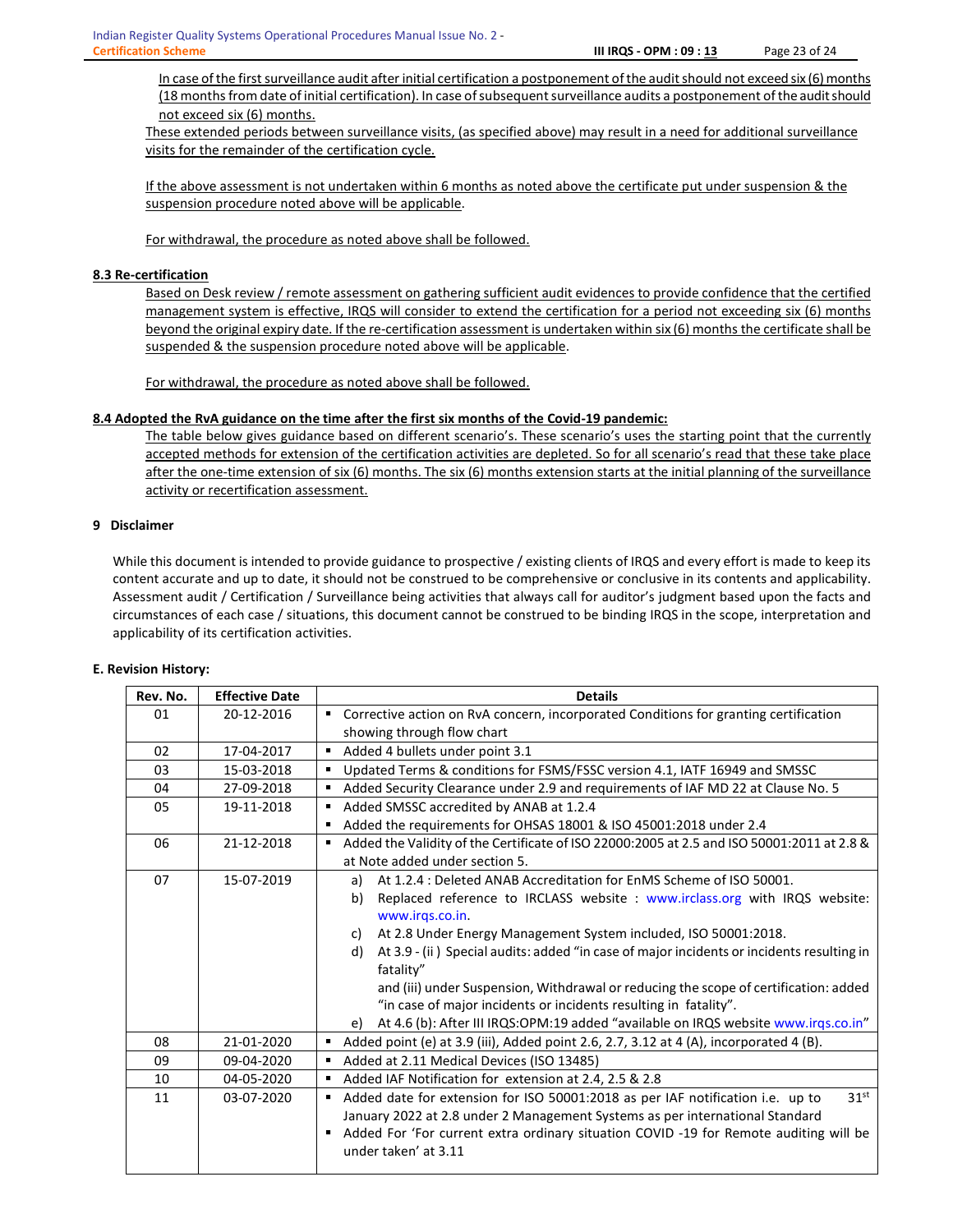In case of the first surveillance audit after initial certification a postponement of the audit should not exceed six (6) months (18 months from date of initial certification). In case of subsequent surveillance audits a postponement of the audit should not exceed six (6) months.

These extended periods between surveillance visits, (as specified above) may result in a need for additional surveillance visits for the remainder of the certification cycle.

If the above assessment is not undertaken within 6 months as noted above the certificate put under suspension & the suspension procedure noted above will be applicable.

For withdrawal, the procedure as noted above shall be followed.

**8.3 Re-certification**

Based on Desk review / remote assessment on gathering sufficient audit evidences to provide confidence that the certified management system is effective, IRQS will consider to extend the certification for a period not exceeding six (6) months beyond the original expiry date. If the re-certification assessment is undertaken within six (6) months the certificate shall be suspended & the suspension procedure noted above will be applicable.

For withdrawal, the procedure as noted above shall be followed.

**8.4 Adopted the RvA guidance on the time after the first six months of the Covid-19 pandemic:**

The table below gives guidance based on different scenario's. These scenario's uses the starting point that the currently accepted methods for extension of the certification activities are depleted. So for all scenario's read that these take place after the one-time extension of six (6) months. The six (6) months extension starts at the initial planning of the surveillance activity or recertification assessment.

## 9 Disclaimer

While this document is intended to provide guidance to prospective / existing clients of IRQS and every effort is made to keep its content accurate and up to date, it should not be construed to be comprehensive or conclusive in its contents and applicability. Assessment audit / Certification / Surveillance being activities that always call for auditor's judgment based upon the facts and circumstances of each case / situations, this document cannot be construed to be binding IRQS in the scope, interpretation and applicability of its certification activities.

**E. Revision History:**

| Rev. No. | Effective Date | Details |
|---|---|---|
| 01 | 20-12-2016 | ▪ Corrective action on RvA concern, incorporated Conditions for granting certification showing through flow chart |
| 02 | 17-04-2017 | ▪ Added 4 bullets under point 3.1 |
| 03 | 15-03-2018 | ▪ Updated Terms & conditions for FSMS/FSSC version 4.1, IATF 16949 and SMSSC |
| 04 | 27-09-2018 | ▪ Added Security Clearance under 2.9 and requirements of IAF MD 22 at Clause No. 5 |
| 05 | 19-11-2018 | ▪ Added SMSSC accredited by ANAB at 1.2.4<br>▪ Added the requirements for OHSAS 18001 & ISO 45001:2018 under 2.4 |
| 06 | 21-12-2018 | ▪ Added the Validity of the Certificate of ISO 22000:2005 at 2.5 and ISO 50001:2011 at 2.8 & at Note added under section 5. |
| 07 | 15-07-2019 | a) At 1.2.4 : Deleted ANAB Accreditation for EnMS Scheme of ISO 50001.<br>b) Replaced reference to IRCLASS website : www.irclass.org with IRQS website: www.irqs.co.in.<br>c) At 2.8 Under Energy Management System included, ISO 50001:2018.<br>d) At 3.9 - (ii ) Special audits: added "in case of major incidents or incidents resulting in fatality" and (iii) under Suspension, Withdrawal or reducing the scope of certification: added "in case of major incidents or incidents resulting in fatality".<br>e) At 4.6 (b): After III IRQS:OPM:19 added "available on IRQS website www.irqs.co.in" |
| 08 | 21-01-2020 | ▪ Added point (e) at 3.9 (iii), Added point 2.6, 2.7, 3.12 at 4 (A), incorporated 4 (B). |
| 09 | 09-04-2020 | ▪ Added at 2.11 Medical Devices (ISO 13485) |
| 10 | 04-05-2020 | ▪ Added IAF Notification for extension at 2.4, 2.5 & 2.8 |
| 11 | 03-07-2020 | ▪ Added date for extension for ISO 50001:2018 as per IAF notification i.e. up to 31st January 2022 at 2.8 under 2 Management Systems as per international Standard<br>▪ Added For 'For current extra ordinary situation COVID -19 for Remote auditing will be under taken' at 3.11 |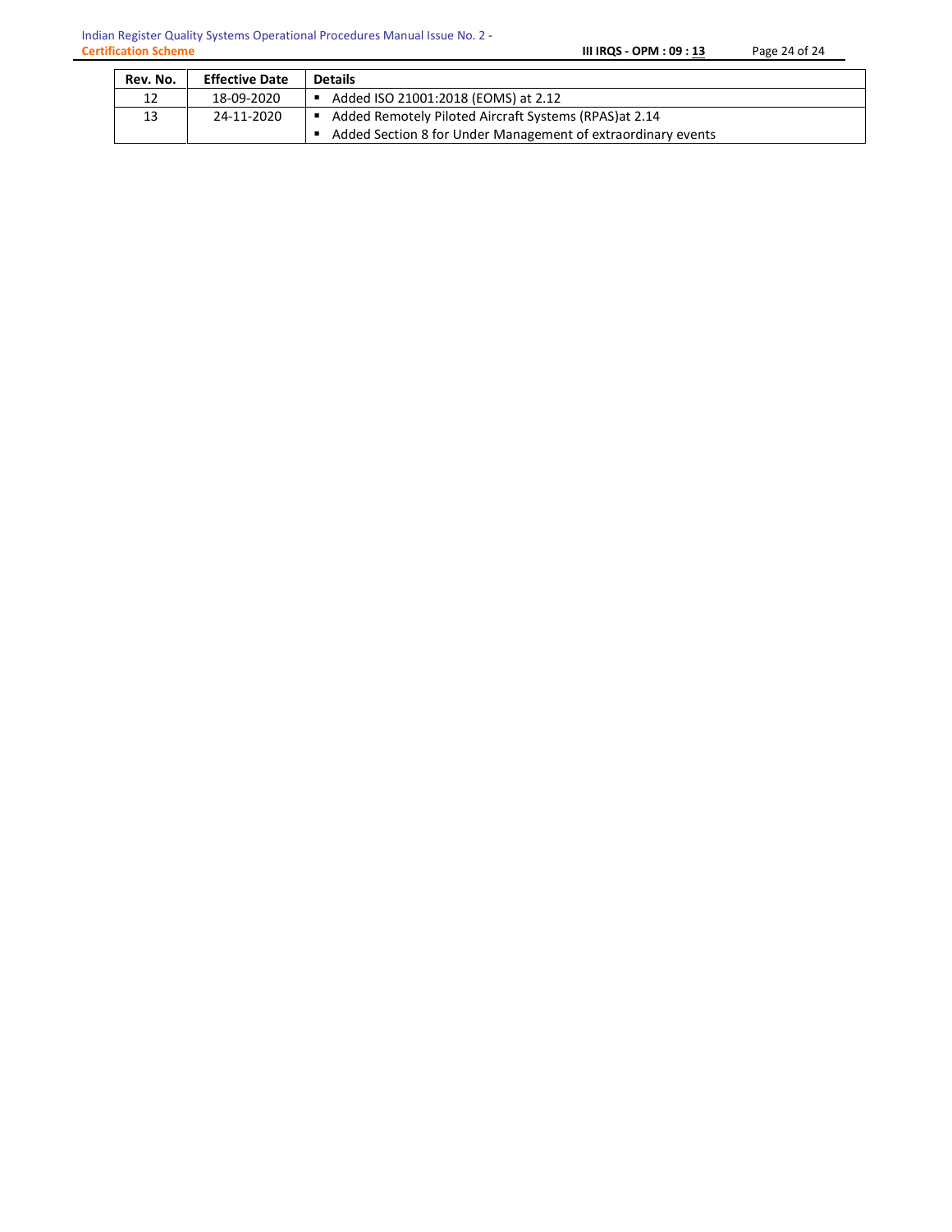| Rev. No. | Effective Date | Details |
|---|---|---|
| 12 | 18-09-2020 | ▪ Added ISO 21001:2018 (EOMS) at 2.12 |
| 13 | 24-11-2020 | ▪ Added Remotely Piloted Aircraft Systems (RPAS)at 2.14<br>▪ Added Section 8 for Under Management of extraordinary events |